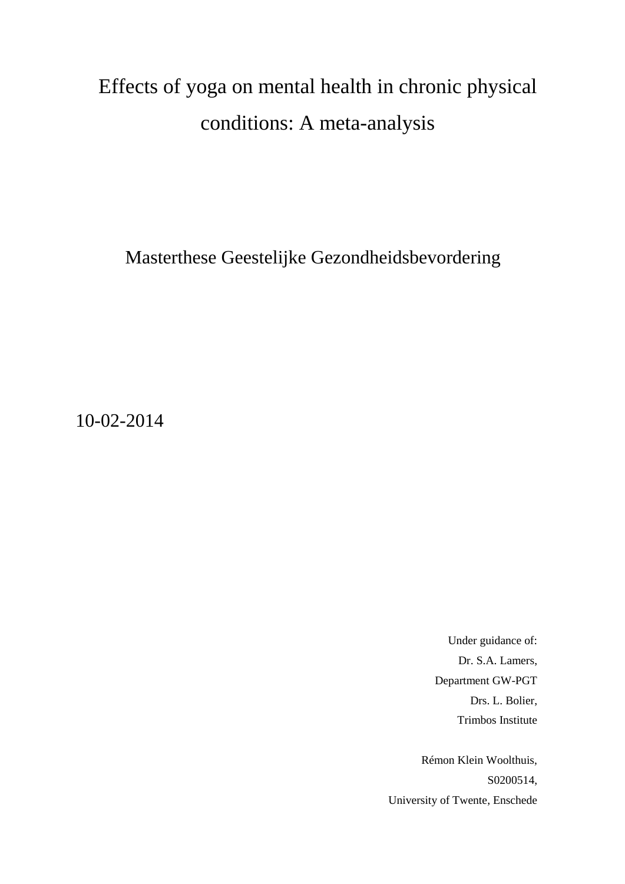# Effects of yoga on mental health in chronic physical conditions: A meta-analysis

Masterthese Geestelijke Gezondheidsbevordering

10-02-2014

Under guidance of:
Dr. S.A. Lamers,
Department GW-PGT
Drs. L. Bolier,
Trimbos Institute

Rémon Klein Woolthuis,
S0200514,
University of Twente, Enschede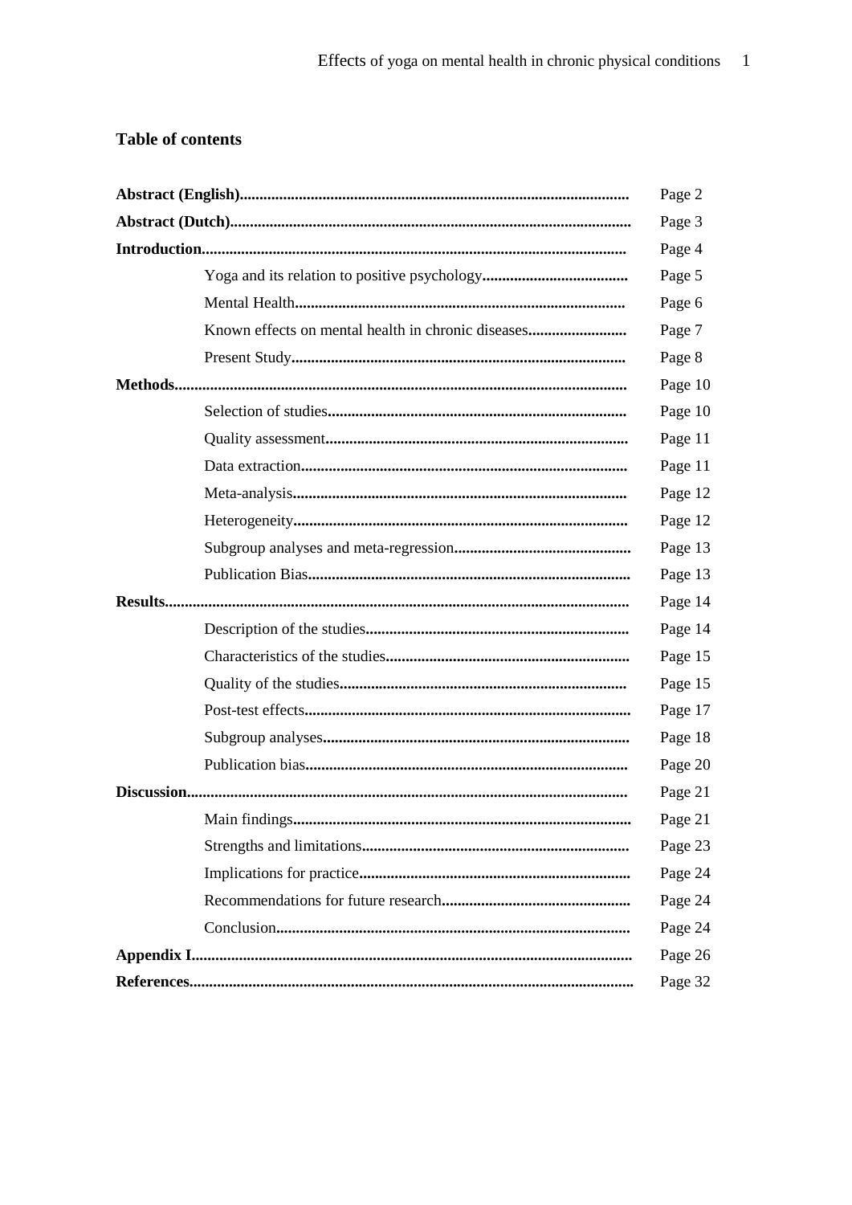## Table of contents

| | |
|---|---|
| **Abstract (English)** | Page 2 |
| **Abstract (Dutch)** | Page 3 |
| **Introduction** | Page 4 |
| Yoga and its relation to positive psychology | Page 5 |
| Mental Health | Page 6 |
| Known effects on mental health in chronic diseases | Page 7 |
| Present Study | Page 8 |
| **Methods** | Page 10 |
| Selection of studies | Page 10 |
| Quality assessment | Page 11 |
| Data extraction | Page 11 |
| Meta-analysis | Page 12 |
| Heterogeneity | Page 12 |
| Subgroup analyses and meta-regression | Page 13 |
| Publication Bias | Page 13 |
| **Results** | Page 14 |
| Description of the studies | Page 14 |
| Characteristics of the studies | Page 15 |
| Quality of the studies | Page 15 |
| Post-test effects | Page 17 |
| Subgroup analyses | Page 18 |
| Publication bias | Page 20 |
| **Discussion** | Page 21 |
| Main findings | Page 21 |
| Strengths and limitations | Page 23 |
| Implications for practice | Page 24 |
| Recommendations for future research | Page 24 |
| Conclusion | Page 24 |
| **Appendix I** | Page 26 |
| **References** | Page 32 |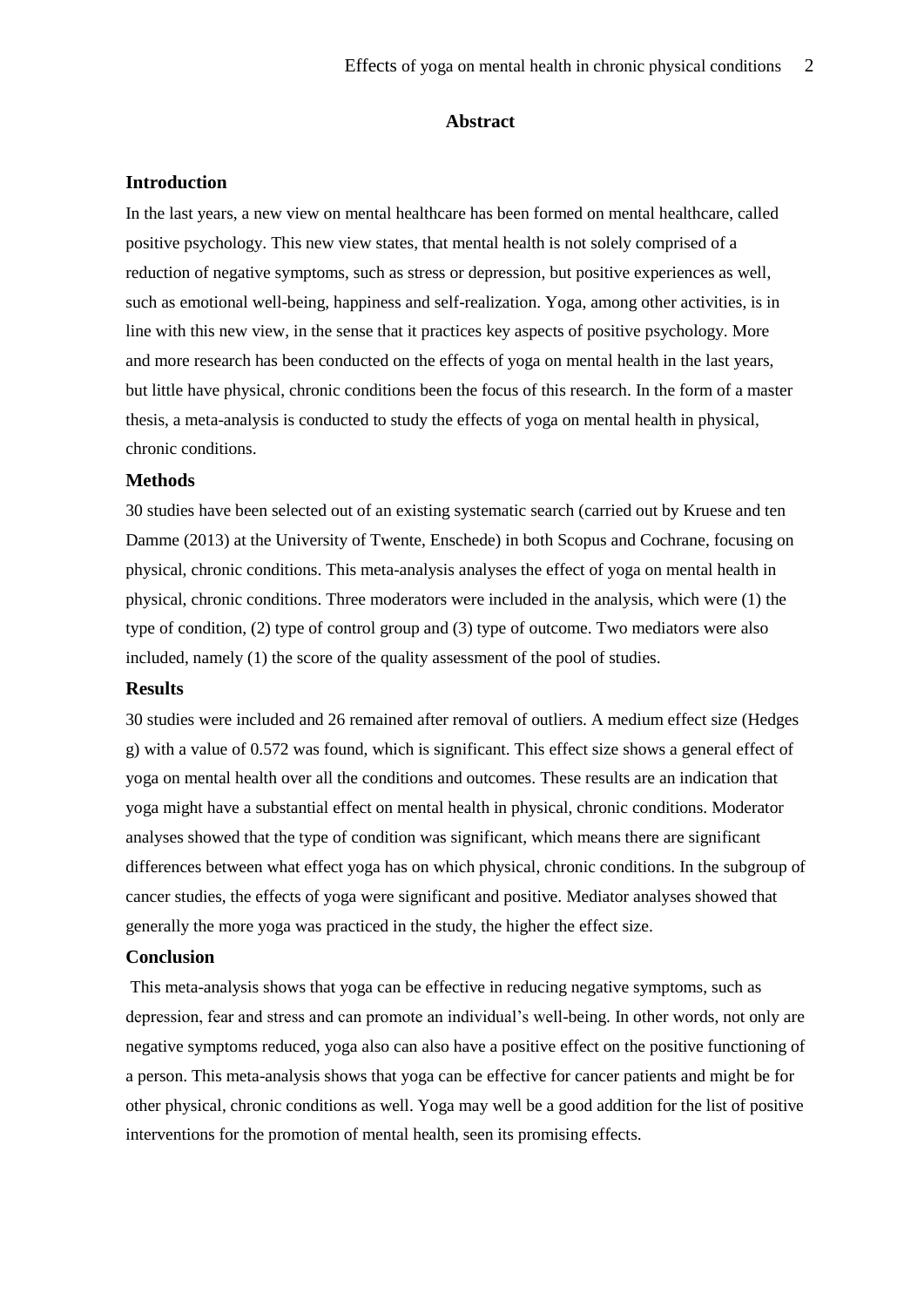## Abstract

### Introduction

In the last years, a new view on mental healthcare has been formed on mental healthcare, called positive psychology. This new view states, that mental health is not solely comprised of a reduction of negative symptoms, such as stress or depression, but positive experiences as well, such as emotional well-being, happiness and self-realization. Yoga, among other activities, is in line with this new view, in the sense that it practices key aspects of positive psychology. More and more research has been conducted on the effects of yoga on mental health in the last years, but little have physical, chronic conditions been the focus of this research. In the form of a master thesis, a meta-analysis is conducted to study the effects of yoga on mental health in physical, chronic conditions.

### Methods

30 studies have been selected out of an existing systematic search (carried out by Kruese and ten Damme (2013) at the University of Twente, Enschede) in both Scopus and Cochrane, focusing on physical, chronic conditions. This meta-analysis analyses the effect of yoga on mental health in physical, chronic conditions. Three moderators were included in the analysis, which were (1) the type of condition, (2) type of control group and (3) type of outcome. Two mediators were also included, namely (1) the score of the quality assessment of the pool of studies.

### Results

30 studies were included and 26 remained after removal of outliers. A medium effect size (Hedges g) with a value of 0.572 was found, which is significant. This effect size shows a general effect of yoga on mental health over all the conditions and outcomes. These results are an indication that yoga might have a substantial effect on mental health in physical, chronic conditions. Moderator analyses showed that the type of condition was significant, which means there are significant differences between what effect yoga has on which physical, chronic conditions. In the subgroup of cancer studies, the effects of yoga were significant and positive. Mediator analyses showed that generally the more yoga was practiced in the study, the higher the effect size.

### Conclusion

This meta-analysis shows that yoga can be effective in reducing negative symptoms, such as depression, fear and stress and can promote an individual's well-being. In other words, not only are negative symptoms reduced, yoga also can also have a positive effect on the positive functioning of a person. This meta-analysis shows that yoga can be effective for cancer patients and might be for other physical, chronic conditions as well. Yoga may well be a good addition for the list of positive interventions for the promotion of mental health, seen its promising effects.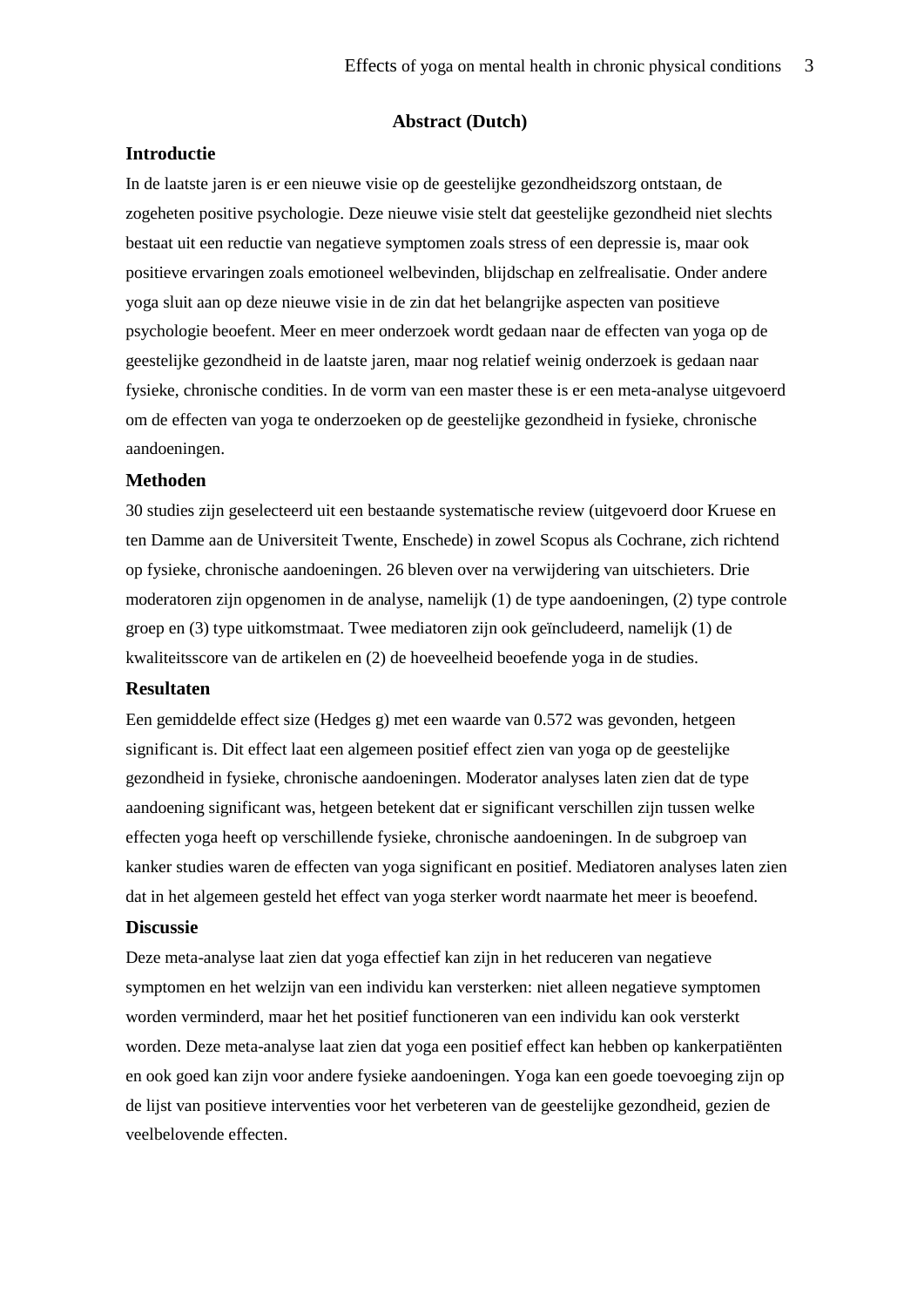## Abstract (Dutch)

### Introductie

In de laatste jaren is er een nieuwe visie op de geestelijke gezondheidszorg ontstaan, de zogeheten positive psychologie. Deze nieuwe visie stelt dat geestelijke gezondheid niet slechts bestaat uit een reductie van negatieve symptomen zoals stress of een depressie is, maar ook positieve ervaringen zoals emotioneel welbevinden, blijdschap en zelfrealisatie. Onder andere yoga sluit aan op deze nieuwe visie in de zin dat het belangrijke aspecten van positieve psychologie beoefent. Meer en meer onderzoek wordt gedaan naar de effecten van yoga op de geestelijke gezondheid in de laatste jaren, maar nog relatief weinig onderzoek is gedaan naar fysieke, chronische condities. In de vorm van een master these is er een meta-analyse uitgevoerd om de effecten van yoga te onderzoeken op de geestelijke gezondheid in fysieke, chronische aandoeningen.

### Methoden

30 studies zijn geselecteerd uit een bestaande systematische review (uitgevoerd door Kruese en ten Damme aan de Universiteit Twente, Enschede) in zowel Scopus als Cochrane, zich richtend op fysieke, chronische aandoeningen. 26 bleven over na verwijdering van uitschieters. Drie moderatoren zijn opgenomen in de analyse, namelijk (1) de type aandoeningen, (2) type controle groep en (3) type uitkomstmaat. Twee mediatoren zijn ook geïncludeerd, namelijk (1) de kwaliteitsscore van de artikelen en (2) de hoeveelheid beoefende yoga in de studies.

### Resultaten

Een gemiddelde effect size (Hedges g) met een waarde van 0.572 was gevonden, hetgeen significant is. Dit effect laat een algemeen positief effect zien van yoga op de geestelijke gezondheid in fysieke, chronische aandoeningen. Moderator analyses laten zien dat de type aandoening significant was, hetgeen betekent dat er significant verschillen zijn tussen welke effecten yoga heeft op verschillende fysieke, chronische aandoeningen. In de subgroep van kanker studies waren de effecten van yoga significant en positief. Mediatoren analyses laten zien dat in het algemeen gesteld het effect van yoga sterker wordt naarmate het meer is beoefend.

### Discussie

Deze meta-analyse laat zien dat yoga effectief kan zijn in het reduceren van negatieve symptomen en het welzijn van een individu kan versterken: niet alleen negatieve symptomen worden verminderd, maar het het positief functioneren van een individu kan ook versterkt worden. Deze meta-analyse laat zien dat yoga een positief effect kan hebben op kankerpatiënten en ook goed kan zijn voor andere fysieke aandoeningen. Yoga kan een goede toevoeging zijn op de lijst van positieve interventies voor het verbeteren van de geestelijke gezondheid, gezien de veelbelovende effecten.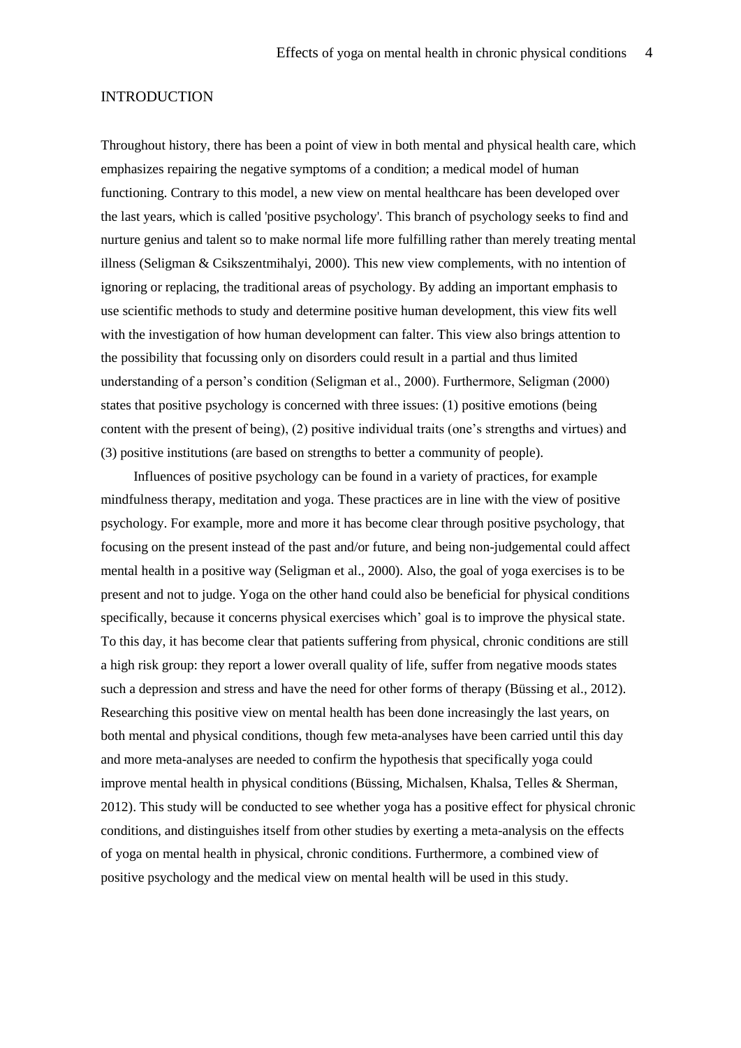## INTRODUCTION

Throughout history, there has been a point of view in both mental and physical health care, which emphasizes repairing the negative symptoms of a condition; a medical model of human functioning. Contrary to this model, a new view on mental healthcare has been developed over the last years, which is called 'positive psychology'. This branch of psychology seeks to find and nurture genius and talent so to make normal life more fulfilling rather than merely treating mental illness (Seligman & Csikszentmihalyi, 2000). This new view complements, with no intention of ignoring or replacing, the traditional areas of psychology. By adding an important emphasis to use scientific methods to study and determine positive human development, this view fits well with the investigation of how human development can falter. This view also brings attention to the possibility that focussing only on disorders could result in a partial and thus limited understanding of a person's condition (Seligman et al., 2000). Furthermore, Seligman (2000) states that positive psychology is concerned with three issues: (1) positive emotions (being content with the present of being), (2) positive individual traits (one's strengths and virtues) and (3) positive institutions (are based on strengths to better a community of people).

Influences of positive psychology can be found in a variety of practices, for example mindfulness therapy, meditation and yoga. These practices are in line with the view of positive psychology. For example, more and more it has become clear through positive psychology, that focusing on the present instead of the past and/or future, and being non-judgemental could affect mental health in a positive way (Seligman et al., 2000). Also, the goal of yoga exercises is to be present and not to judge. Yoga on the other hand could also be beneficial for physical conditions specifically, because it concerns physical exercises which' goal is to improve the physical state. To this day, it has become clear that patients suffering from physical, chronic conditions are still a high risk group: they report a lower overall quality of life, suffer from negative moods states such a depression and stress and have the need for other forms of therapy (Büssing et al., 2012). Researching this positive view on mental health has been done increasingly the last years, on both mental and physical conditions, though few meta-analyses have been carried until this day and more meta-analyses are needed to confirm the hypothesis that specifically yoga could improve mental health in physical conditions (Büssing, Michalsen, Khalsa, Telles & Sherman, 2012). This study will be conducted to see whether yoga has a positive effect for physical chronic conditions, and distinguishes itself from other studies by exerting a meta-analysis on the effects of yoga on mental health in physical, chronic conditions. Furthermore, a combined view of positive psychology and the medical view on mental health will be used in this study.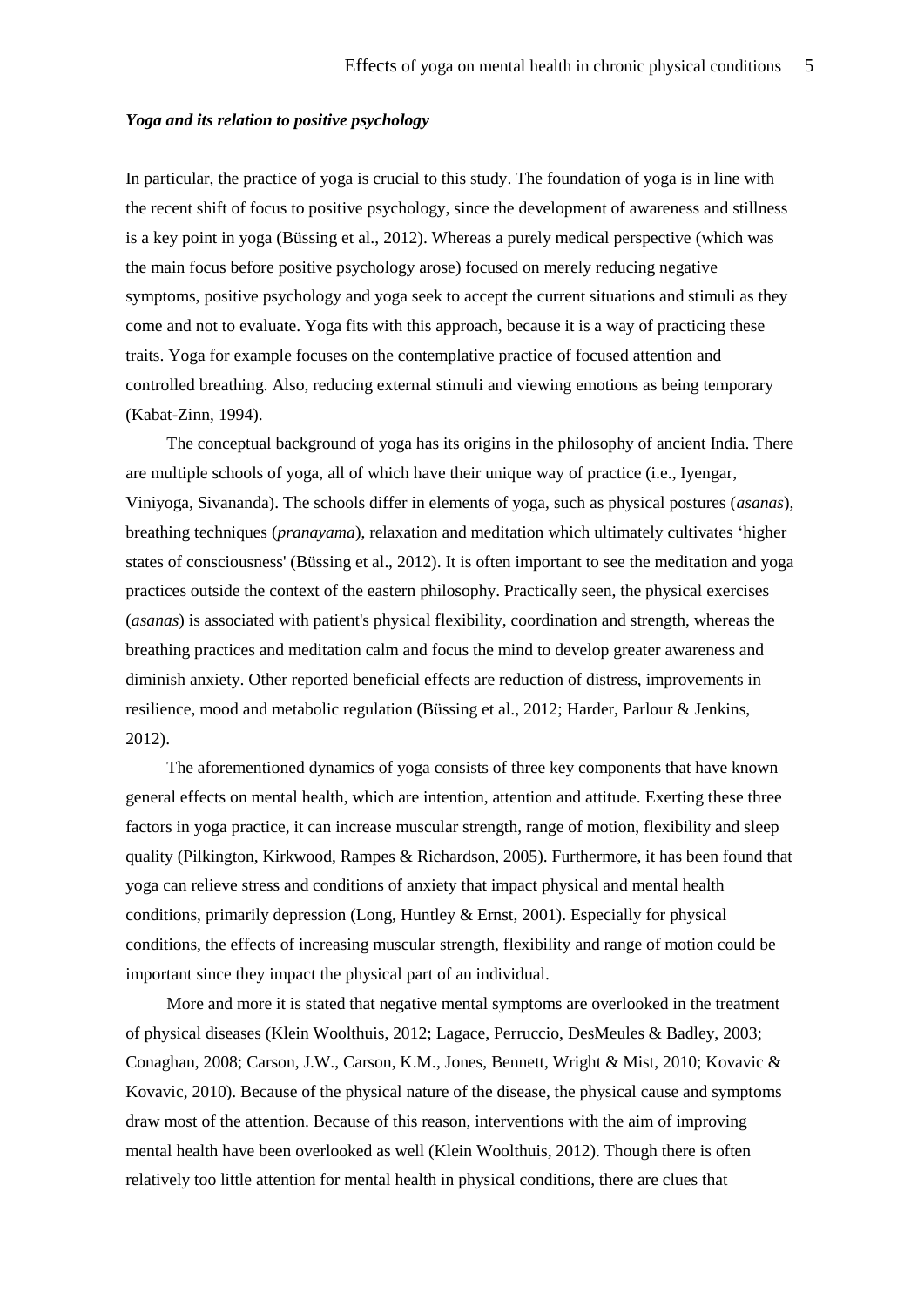### *Yoga and its relation to positive psychology*

In particular, the practice of yoga is crucial to this study. The foundation of yoga is in line with the recent shift of focus to positive psychology, since the development of awareness and stillness is a key point in yoga (Büssing et al., 2012). Whereas a purely medical perspective (which was the main focus before positive psychology arose) focused on merely reducing negative symptoms, positive psychology and yoga seek to accept the current situations and stimuli as they come and not to evaluate. Yoga fits with this approach, because it is a way of practicing these traits. Yoga for example focuses on the contemplative practice of focused attention and controlled breathing. Also, reducing external stimuli and viewing emotions as being temporary (Kabat-Zinn, 1994).

The conceptual background of yoga has its origins in the philosophy of ancient India. There are multiple schools of yoga, all of which have their unique way of practice (i.e., Iyengar, Viniyoga, Sivananda). The schools differ in elements of yoga, such as physical postures (*asanas*), breathing techniques (*pranayama*), relaxation and meditation which ultimately cultivates 'higher states of consciousness' (Büssing et al., 2012). It is often important to see the meditation and yoga practices outside the context of the eastern philosophy. Practically seen, the physical exercises (*asanas*) is associated with patient's physical flexibility, coordination and strength, whereas the breathing practices and meditation calm and focus the mind to develop greater awareness and diminish anxiety. Other reported beneficial effects are reduction of distress, improvements in resilience, mood and metabolic regulation (Büssing et al., 2012; Harder, Parlour & Jenkins, 2012).

The aforementioned dynamics of yoga consists of three key components that have known general effects on mental health, which are intention, attention and attitude. Exerting these three factors in yoga practice, it can increase muscular strength, range of motion, flexibility and sleep quality (Pilkington, Kirkwood, Rampes & Richardson, 2005). Furthermore, it has been found that yoga can relieve stress and conditions of anxiety that impact physical and mental health conditions, primarily depression (Long, Huntley & Ernst, 2001). Especially for physical conditions, the effects of increasing muscular strength, flexibility and range of motion could be important since they impact the physical part of an individual.

More and more it is stated that negative mental symptoms are overlooked in the treatment of physical diseases (Klein Woolthuis, 2012; Lagace, Perruccio, DesMeules & Badley, 2003; Conaghan, 2008; Carson, J.W., Carson, K.M., Jones, Bennett, Wright & Mist, 2010; Kovavic & Kovavic, 2010). Because of the physical nature of the disease, the physical cause and symptoms draw most of the attention. Because of this reason, interventions with the aim of improving mental health have been overlooked as well (Klein Woolthuis, 2012). Though there is often relatively too little attention for mental health in physical conditions, there are clues that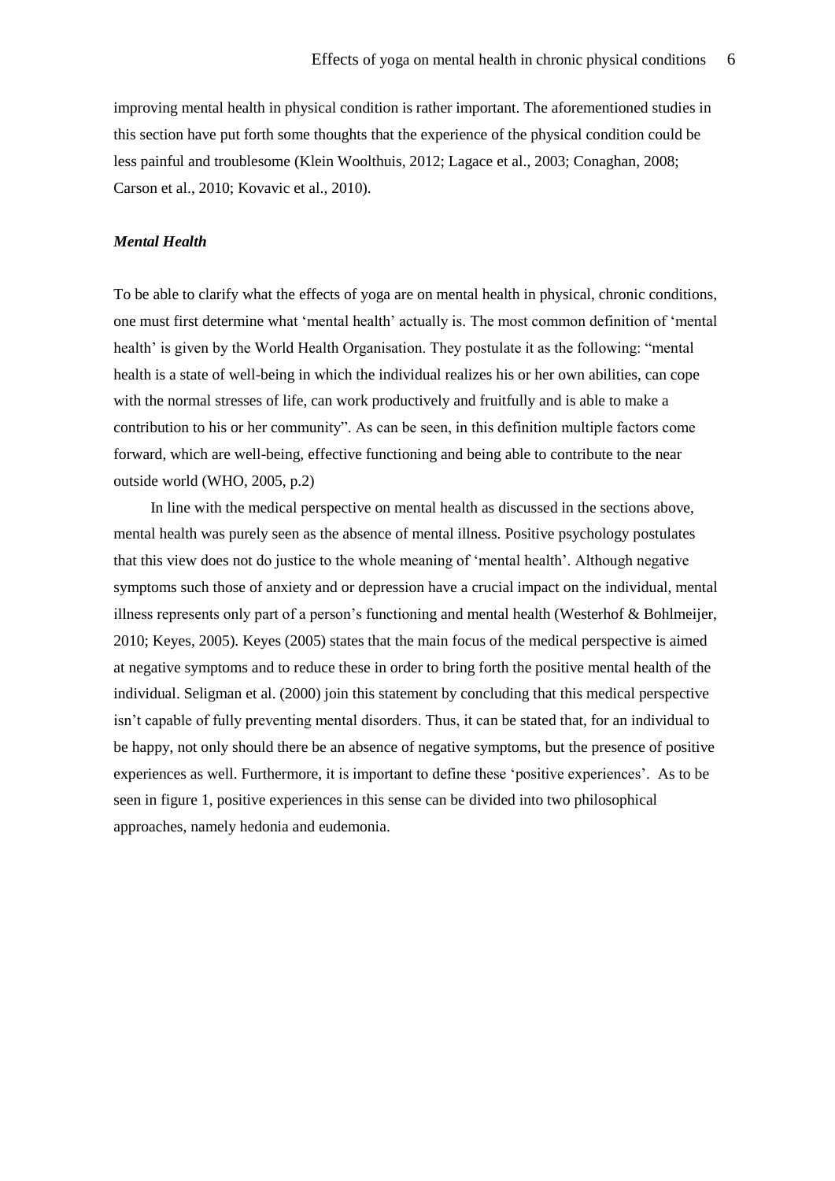improving mental health in physical condition is rather important. The aforementioned studies in this section have put forth some thoughts that the experience of the physical condition could be less painful and troublesome (Klein Woolthuis, 2012; Lagace et al., 2003; Conaghan, 2008; Carson et al., 2010; Kovavic et al., 2010).

### *Mental Health*

To be able to clarify what the effects of yoga are on mental health in physical, chronic conditions, one must first determine what 'mental health' actually is. The most common definition of 'mental health' is given by the World Health Organisation. They postulate it as the following: "mental health is a state of well-being in which the individual realizes his or her own abilities, can cope with the normal stresses of life, can work productively and fruitfully and is able to make a contribution to his or her community". As can be seen, in this definition multiple factors come forward, which are well-being, effective functioning and being able to contribute to the near outside world (WHO, 2005, p.2)

In line with the medical perspective on mental health as discussed in the sections above, mental health was purely seen as the absence of mental illness. Positive psychology postulates that this view does not do justice to the whole meaning of 'mental health'. Although negative symptoms such those of anxiety and or depression have a crucial impact on the individual, mental illness represents only part of a person's functioning and mental health (Westerhof & Bohlmeijer, 2010; Keyes, 2005). Keyes (2005) states that the main focus of the medical perspective is aimed at negative symptoms and to reduce these in order to bring forth the positive mental health of the individual. Seligman et al. (2000) join this statement by concluding that this medical perspective isn't capable of fully preventing mental disorders. Thus, it can be stated that, for an individual to be happy, not only should there be an absence of negative symptoms, but the presence of positive experiences as well. Furthermore, it is important to define these 'positive experiences'. As to be seen in figure 1, positive experiences in this sense can be divided into two philosophical approaches, namely hedonia and eudemonia.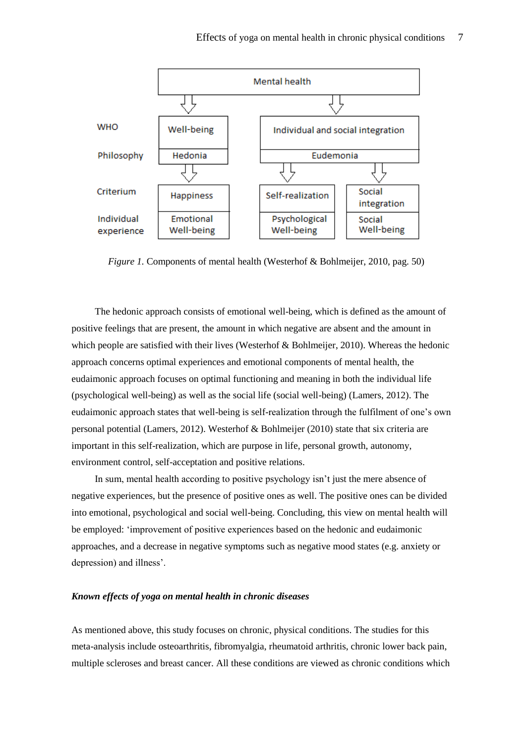| | Mental health | | |
|---|---|---|---|
| WHO | Well-being | Individual and social integration | |
| Philosophy | Hedonia | Eudemonia | |
| Criterium | Happiness | Self-realization | Social integration |
| Individual experience | Emotional Well-being | Psychological Well-being | Social Well-being |

*Figure 1.* Components of mental health (Westerhof & Bohlmeijer, 2010, pag. 50)

The hedonic approach consists of emotional well-being, which is defined as the amount of positive feelings that are present, the amount in which negative are absent and the amount in which people are satisfied with their lives (Westerhof & Bohlmeijer, 2010). Whereas the hedonic approach concerns optimal experiences and emotional components of mental health, the eudaimonic approach focuses on optimal functioning and meaning in both the individual life (psychological well-being) as well as the social life (social well-being) (Lamers, 2012). The eudaimonic approach states that well-being is self-realization through the fulfilment of one's own personal potential (Lamers, 2012). Westerhof & Bohlmeijer (2010) state that six criteria are important in this self-realization, which are purpose in life, personal growth, autonomy, environment control, self-acceptation and positive relations.

In sum, mental health according to positive psychology isn't just the mere absence of negative experiences, but the presence of positive ones as well. The positive ones can be divided into emotional, psychological and social well-being. Concluding, this view on mental health will be employed: 'improvement of positive experiences based on the hedonic and eudaimonic approaches, and a decrease in negative symptoms such as negative mood states (e.g. anxiety or depression) and illness'.

#### ***Known effects of yoga on mental health in chronic diseases***

As mentioned above, this study focuses on chronic, physical conditions. The studies for this meta-analysis include osteoarthritis, fibromyalgia, rheumatoid arthritis, chronic lower back pain, multiple scleroses and breast cancer. All these conditions are viewed as chronic conditions which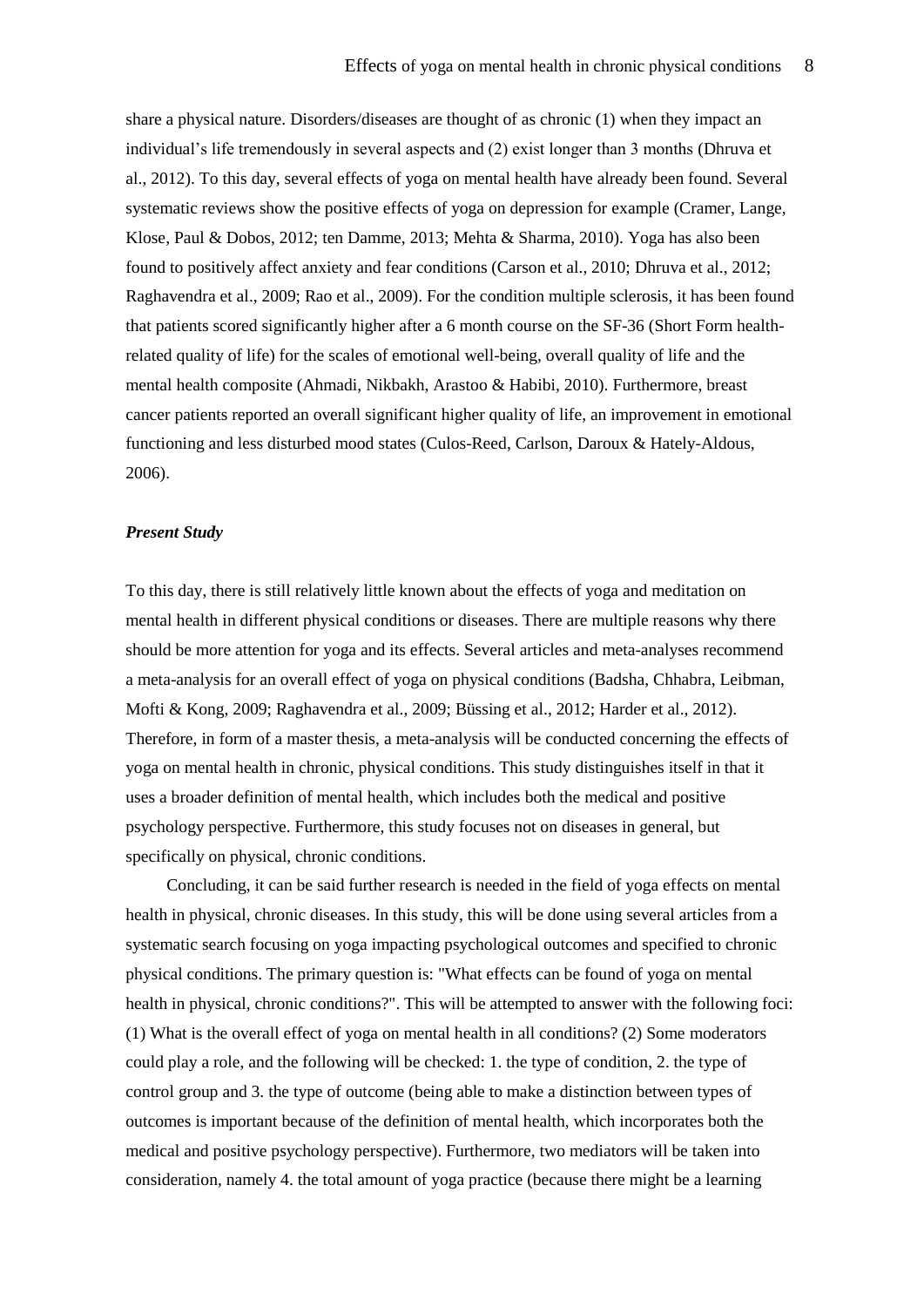share a physical nature. Disorders/diseases are thought of as chronic (1) when they impact an individual's life tremendously in several aspects and (2) exist longer than 3 months (Dhruva et al., 2012). To this day, several effects of yoga on mental health have already been found. Several systematic reviews show the positive effects of yoga on depression for example (Cramer, Lange, Klose, Paul & Dobos, 2012; ten Damme, 2013; Mehta & Sharma, 2010). Yoga has also been found to positively affect anxiety and fear conditions (Carson et al., 2010; Dhruva et al., 2012; Raghavendra et al., 2009; Rao et al., 2009). For the condition multiple sclerosis, it has been found that patients scored significantly higher after a 6 month course on the SF-36 (Short Form health-related quality of life) for the scales of emotional well-being, overall quality of life and the mental health composite (Ahmadi, Nikbakh, Arastoo & Habibi, 2010). Furthermore, breast cancer patients reported an overall significant higher quality of life, an improvement in emotional functioning and less disturbed mood states (Culos-Reed, Carlson, Daroux & Hately-Aldous, 2006).

### *Present Study*

To this day, there is still relatively little known about the effects of yoga and meditation on mental health in different physical conditions or diseases. There are multiple reasons why there should be more attention for yoga and its effects. Several articles and meta-analyses recommend a meta-analysis for an overall effect of yoga on physical conditions (Badsha, Chhabra, Leibman, Mofti & Kong, 2009; Raghavendra et al., 2009; Büssing et al., 2012; Harder et al., 2012). Therefore, in form of a master thesis, a meta-analysis will be conducted concerning the effects of yoga on mental health in chronic, physical conditions. This study distinguishes itself in that it uses a broader definition of mental health, which includes both the medical and positive psychology perspective. Furthermore, this study focuses not on diseases in general, but specifically on physical, chronic conditions.

Concluding, it can be said further research is needed in the field of yoga effects on mental health in physical, chronic diseases. In this study, this will be done using several articles from a systematic search focusing on yoga impacting psychological outcomes and specified to chronic physical conditions. The primary question is: "What effects can be found of yoga on mental health in physical, chronic conditions?". This will be attempted to answer with the following foci: (1) What is the overall effect of yoga on mental health in all conditions? (2) Some moderators could play a role, and the following will be checked: 1. the type of condition, 2. the type of control group and 3. the type of outcome (being able to make a distinction between types of outcomes is important because of the definition of mental health, which incorporates both the medical and positive psychology perspective). Furthermore, two mediators will be taken into consideration, namely 4. the total amount of yoga practice (because there might be a learning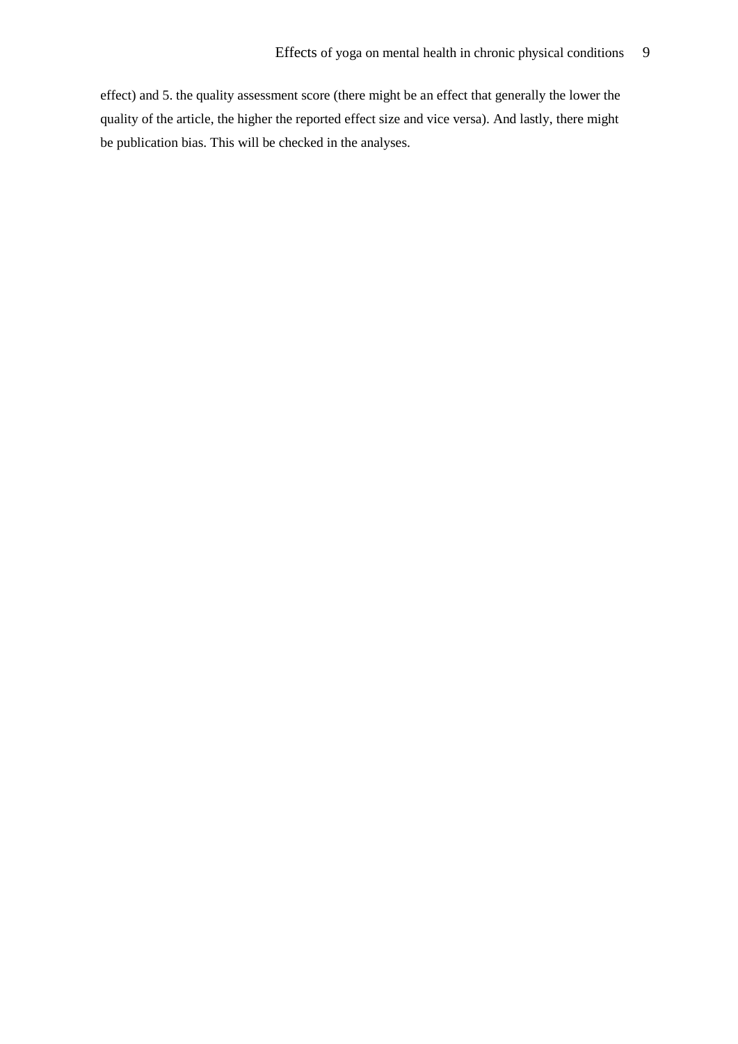effect) and 5. the quality assessment score (there might be an effect that generally the lower the quality of the article, the higher the reported effect size and vice versa). And lastly, there might be publication bias. This will be checked in the analyses.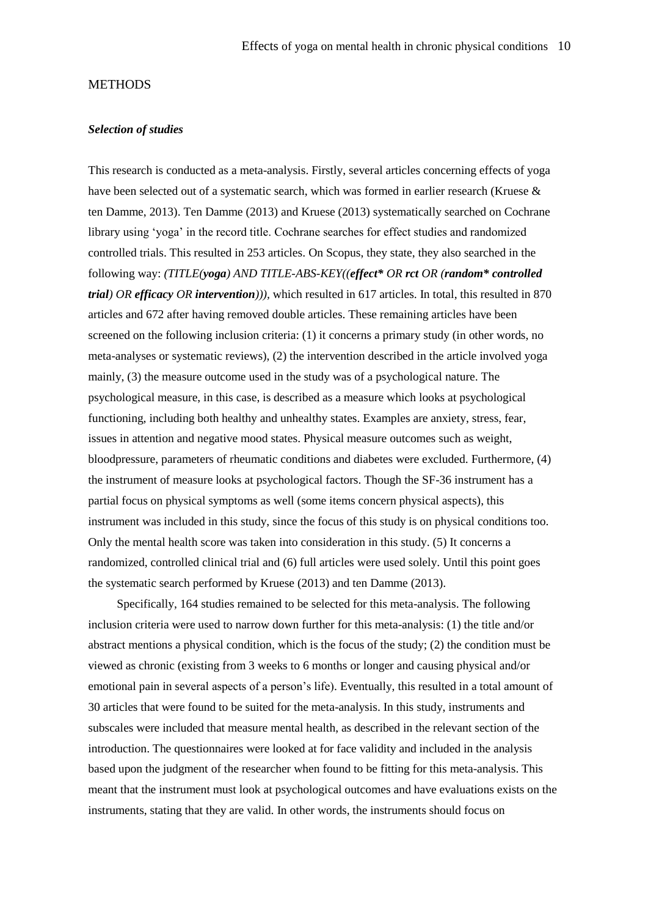## METHODS

### *Selection of studies*

This research is conducted as a meta-analysis. Firstly, several articles concerning effects of yoga have been selected out of a systematic search, which was formed in earlier research (Kruese & ten Damme, 2013). Ten Damme (2013) and Kruese (2013) systematically searched on Cochrane library using 'yoga' in the record title. Cochrane searches for effect studies and randomized controlled trials. This resulted in 253 articles. On Scopus, they state, they also searched in the following way: *(TITLE(**yoga**) AND TITLE-ABS-KEY((**effect*** OR **rct** OR (**random* controlled trial**) OR **efficacy** OR **intervention**)))*, which resulted in 617 articles. In total, this resulted in 870 articles and 672 after having removed double articles. These remaining articles have been screened on the following inclusion criteria: (1) it concerns a primary study (in other words, no meta-analyses or systematic reviews), (2) the intervention described in the article involved yoga mainly, (3) the measure outcome used in the study was of a psychological nature. The psychological measure, in this case, is described as a measure which looks at psychological functioning, including both healthy and unhealthy states. Examples are anxiety, stress, fear, issues in attention and negative mood states. Physical measure outcomes such as weight, bloodpressure, parameters of rheumatic conditions and diabetes were excluded. Furthermore, (4) the instrument of measure looks at psychological factors. Though the SF-36 instrument has a partial focus on physical symptoms as well (some items concern physical aspects), this instrument was included in this study, since the focus of this study is on physical conditions too. Only the mental health score was taken into consideration in this study. (5) It concerns a randomized, controlled clinical trial and (6) full articles were used solely. Until this point goes the systematic search performed by Kruese (2013) and ten Damme (2013).

Specifically, 164 studies remained to be selected for this meta-analysis. The following inclusion criteria were used to narrow down further for this meta-analysis: (1) the title and/or abstract mentions a physical condition, which is the focus of the study; (2) the condition must be viewed as chronic (existing from 3 weeks to 6 months or longer and causing physical and/or emotional pain in several aspects of a person's life). Eventually, this resulted in a total amount of 30 articles that were found to be suited for the meta-analysis. In this study, instruments and subscales were included that measure mental health, as described in the relevant section of the introduction. The questionnaires were looked at for face validity and included in the analysis based upon the judgment of the researcher when found to be fitting for this meta-analysis. This meant that the instrument must look at psychological outcomes and have evaluations exists on the instruments, stating that they are valid. In other words, the instruments should focus on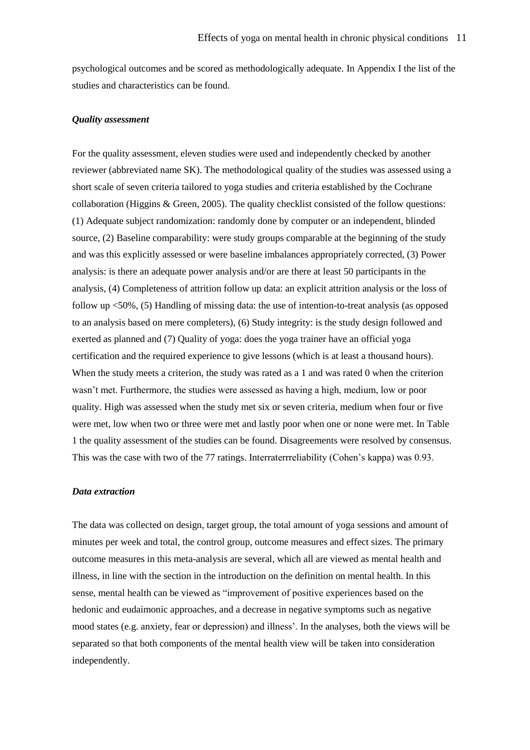psychological outcomes and be scored as methodologically adequate. In Appendix I the list of the studies and characteristics can be found.

### *Quality assessment*

For the quality assessment, eleven studies were used and independently checked by another reviewer (abbreviated name SK). The methodological quality of the studies was assessed using a short scale of seven criteria tailored to yoga studies and criteria established by the Cochrane collaboration (Higgins & Green, 2005). The quality checklist consisted of the follow questions: (1) Adequate subject randomization: randomly done by computer or an independent, blinded source, (2) Baseline comparability: were study groups comparable at the beginning of the study and was this explicitly assessed or were baseline imbalances appropriately corrected, (3) Power analysis: is there an adequate power analysis and/or are there at least 50 participants in the analysis, (4) Completeness of attrition follow up data: an explicit attrition analysis or the loss of follow up <50%, (5) Handling of missing data: the use of intention-to-treat analysis (as opposed to an analysis based on mere completers), (6) Study integrity: is the study design followed and exerted as planned and (7) Quality of yoga: does the yoga trainer have an official yoga certification and the required experience to give lessons (which is at least a thousand hours). When the study meets a criterion, the study was rated as a 1 and was rated 0 when the criterion wasn't met. Furthermore, the studies were assessed as having a high, medium, low or poor quality. High was assessed when the study met six or seven criteria, medium when four or five were met, low when two or three were met and lastly poor when one or none were met. In Table 1 the quality assessment of the studies can be found. Disagreements were resolved by consensus. This was the case with two of the 77 ratings. Interraterrreliability (Cohen's kappa) was 0.93.

### *Data extraction*

The data was collected on design, target group, the total amount of yoga sessions and amount of minutes per week and total, the control group, outcome measures and effect sizes. The primary outcome measures in this meta-analysis are several, which all are viewed as mental health and illness, in line with the section in the introduction on the definition on mental health. In this sense, mental health can be viewed as "improvement of positive experiences based on the hedonic and eudaimonic approaches, and a decrease in negative symptoms such as negative mood states (e.g. anxiety, fear or depression) and illness'. In the analyses, both the views will be separated so that both components of the mental health view will be taken into consideration independently.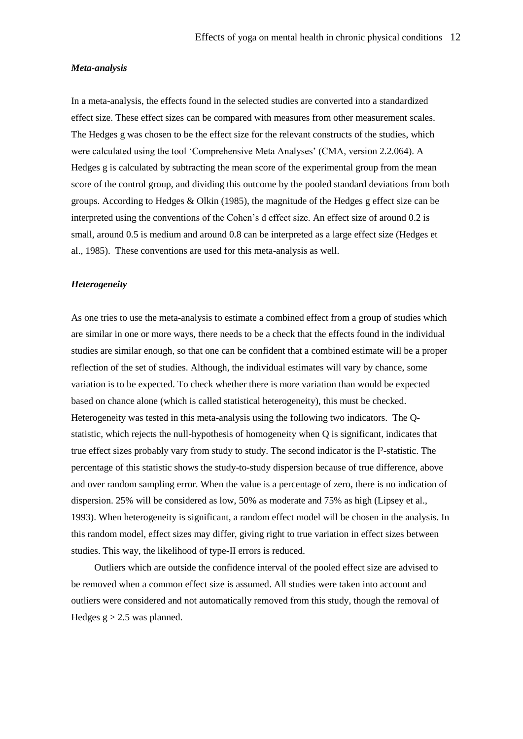### *Meta-analysis*

In a meta-analysis, the effects found in the selected studies are converted into a standardized effect size. These effect sizes can be compared with measures from other measurement scales. The Hedges g was chosen to be the effect size for the relevant constructs of the studies, which were calculated using the tool 'Comprehensive Meta Analyses' (CMA, version 2.2.064). A Hedges g is calculated by subtracting the mean score of the experimental group from the mean score of the control group, and dividing this outcome by the pooled standard deviations from both groups. According to Hedges & Olkin (1985), the magnitude of the Hedges g effect size can be interpreted using the conventions of the Cohen's d effect size. An effect size of around 0.2 is small, around 0.5 is medium and around 0.8 can be interpreted as a large effect size (Hedges et al., 1985). These conventions are used for this meta-analysis as well.

### *Heterogeneity*

As one tries to use the meta-analysis to estimate a combined effect from a group of studies which are similar in one or more ways, there needs to be a check that the effects found in the individual studies are similar enough, so that one can be confident that a combined estimate will be a proper reflection of the set of studies. Although, the individual estimates will vary by chance, some variation is to be expected. To check whether there is more variation than would be expected based on chance alone (which is called statistical heterogeneity), this must be checked. Heterogeneity was tested in this meta-analysis using the following two indicators. The Q-statistic, which rejects the null-hypothesis of homogeneity when Q is significant, indicates that true effect sizes probably vary from study to study. The second indicator is the $I^2$-statistic. The percentage of this statistic shows the study-to-study dispersion because of true difference, above and over random sampling error. When the value is a percentage of zero, there is no indication of dispersion. 25% will be considered as low, 50% as moderate and 75% as high (Lipsey et al., 1993). When heterogeneity is significant, a random effect model will be chosen in the analysis. In this random model, effect sizes may differ, giving right to true variation in effect sizes between studies. This way, the likelihood of type-II errors is reduced.

Outliers which are outside the confidence interval of the pooled effect size are advised to be removed when a common effect size is assumed. All studies were taken into account and outliers were considered and not automatically removed from this study, though the removal of Hedges $g > 2.5$ was planned.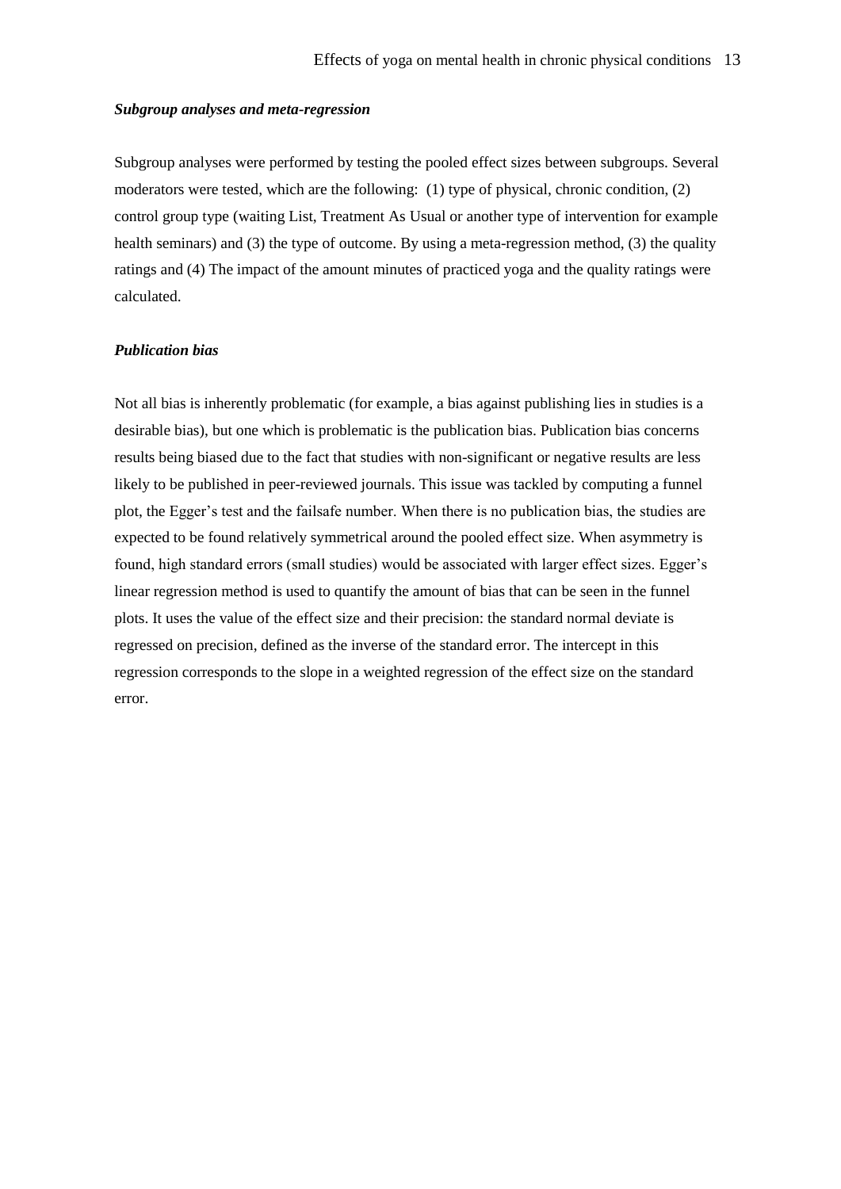### *Subgroup analyses and meta-regression*

Subgroup analyses were performed by testing the pooled effect sizes between subgroups. Several moderators were tested, which are the following: (1) type of physical, chronic condition, (2) control group type (waiting List, Treatment As Usual or another type of intervention for example health seminars) and (3) the type of outcome. By using a meta-regression method, (3) the quality ratings and (4) The impact of the amount minutes of practiced yoga and the quality ratings were calculated.

### *Publication bias*

Not all bias is inherently problematic (for example, a bias against publishing lies in studies is a desirable bias), but one which is problematic is the publication bias. Publication bias concerns results being biased due to the fact that studies with non-significant or negative results are less likely to be published in peer-reviewed journals. This issue was tackled by computing a funnel plot, the Egger's test and the failsafe number. When there is no publication bias, the studies are expected to be found relatively symmetrical around the pooled effect size. When asymmetry is found, high standard errors (small studies) would be associated with larger effect sizes. Egger's linear regression method is used to quantify the amount of bias that can be seen in the funnel plots. It uses the value of the effect size and their precision: the standard normal deviate is regressed on precision, defined as the inverse of the standard error. The intercept in this regression corresponds to the slope in a weighted regression of the effect size on the standard error.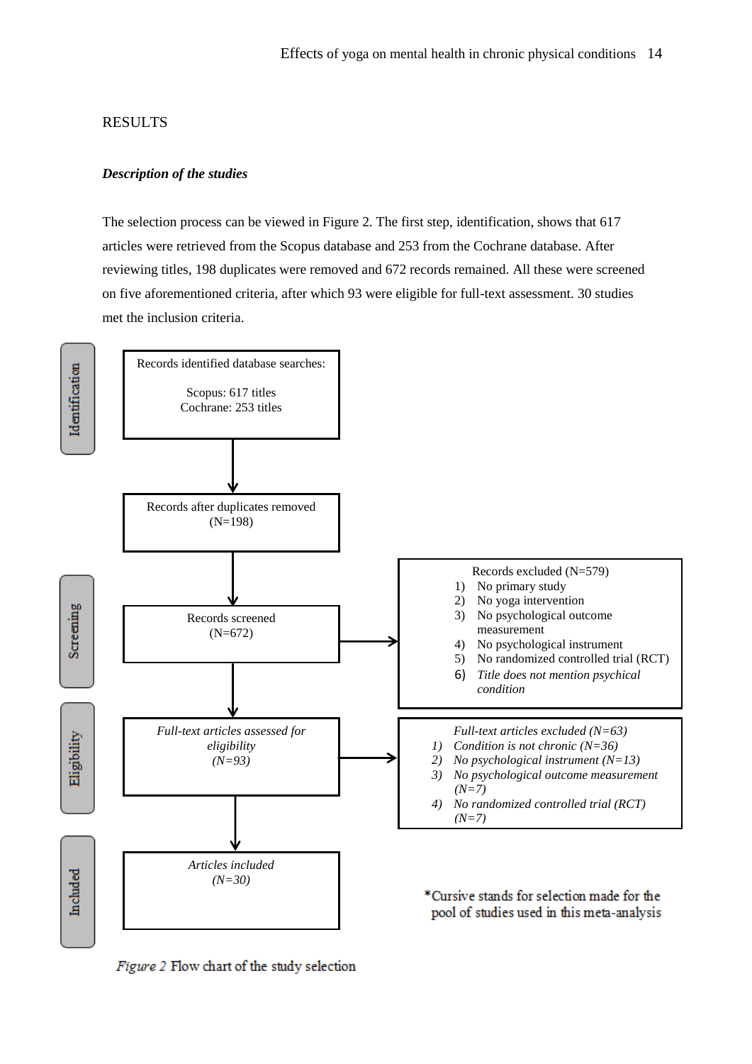# RESULTS

### *Description of the studies*

The selection process can be viewed in Figure 2. The first step, identification, shows that 617 articles were retrieved from the Scopus database and 253 from the Cochrane database. After reviewing titles, 198 duplicates were removed and 672 records remained. All these were screened on five aforementioned criteria, after which 93 were eligible for full-text assessment. 30 studies met the inclusion criteria.

**Identification**

Records identified database searches:

Scopus: 617 titles
Cochrane: 253 titles

↓

Records after duplicates removed
(N=198)

**Screening**

↓

Records screened
(N=672)

→ Records excluded (N=579)
1) No primary study
2) No yoga intervention
3) No psychological outcome measurement
4) No psychological instrument
5) No randomized controlled trial (RCT)
6) *Title does not mention psychical condition*

**Eligibility**

↓

*Full-text articles assessed for eligibility*
*(N=93)*

→ *Full-text articles excluded (N=63)*
*1) Condition is not chronic (N=36)*
*2) No psychological instrument (N=13)*
*3) No psychological outcome measurement (N=7)*
*4) No randomized controlled trial (RCT) (N=7)*

**Included**

↓

*Articles included*
*(N=30)*

*Cursive stands for selection made for the pool of studies used in this meta-analysis

*Figure 2* Flow chart of the study selection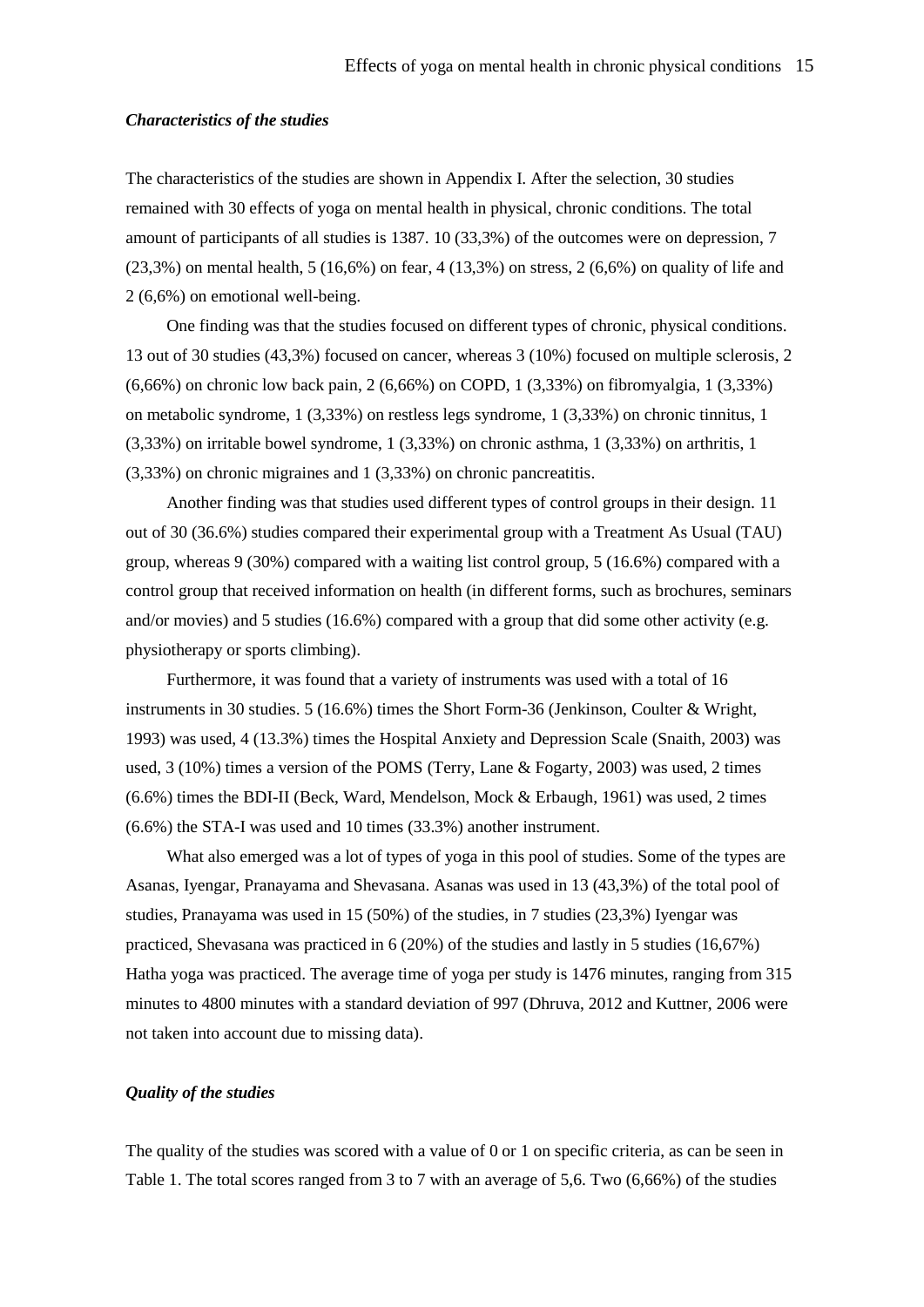### *Characteristics of the studies*

The characteristics of the studies are shown in Appendix I. After the selection, 30 studies remained with 30 effects of yoga on mental health in physical, chronic conditions. The total amount of participants of all studies is 1387. 10 (33,3%) of the outcomes were on depression, 7 (23,3%) on mental health, 5 (16,6%) on fear, 4 (13,3%) on stress, 2 (6,6%) on quality of life and 2 (6,6%) on emotional well-being.

One finding was that the studies focused on different types of chronic, physical conditions. 13 out of 30 studies (43,3%) focused on cancer, whereas 3 (10%) focused on multiple sclerosis, 2 (6,66%) on chronic low back pain, 2 (6,66%) on COPD, 1 (3,33%) on fibromyalgia, 1 (3,33%) on metabolic syndrome, 1 (3,33%) on restless legs syndrome, 1 (3,33%) on chronic tinnitus, 1 (3,33%) on irritable bowel syndrome, 1 (3,33%) on chronic asthma, 1 (3,33%) on arthritis, 1 (3,33%) on chronic migraines and 1 (3,33%) on chronic pancreatitis.

Another finding was that studies used different types of control groups in their design. 11 out of 30 (36.6%) studies compared their experimental group with a Treatment As Usual (TAU) group, whereas 9 (30%) compared with a waiting list control group, 5 (16.6%) compared with a control group that received information on health (in different forms, such as brochures, seminars and/or movies) and 5 studies (16.6%) compared with a group that did some other activity (e.g. physiotherapy or sports climbing).

Furthermore, it was found that a variety of instruments was used with a total of 16 instruments in 30 studies. 5 (16.6%) times the Short Form-36 (Jenkinson, Coulter & Wright, 1993) was used, 4 (13.3%) times the Hospital Anxiety and Depression Scale (Snaith, 2003) was used, 3 (10%) times a version of the POMS (Terry, Lane & Fogarty, 2003) was used, 2 times (6.6%) times the BDI-II (Beck, Ward, Mendelson, Mock & Erbaugh, 1961) was used, 2 times (6.6%) the STA-I was used and 10 times (33.3%) another instrument.

What also emerged was a lot of types of yoga in this pool of studies. Some of the types are Asanas, Iyengar, Pranayama and Shevasana. Asanas was used in 13 (43,3%) of the total pool of studies, Pranayama was used in 15 (50%) of the studies, in 7 studies (23,3%) Iyengar was practiced, Shevasana was practiced in 6 (20%) of the studies and lastly in 5 studies (16,67%) Hatha yoga was practiced. The average time of yoga per study is 1476 minutes, ranging from 315 minutes to 4800 minutes with a standard deviation of 997 (Dhruva, 2012 and Kuttner, 2006 were not taken into account due to missing data).

### *Quality of the studies*

The quality of the studies was scored with a value of 0 or 1 on specific criteria, as can be seen in Table 1. The total scores ranged from 3 to 7 with an average of 5,6. Two (6,66%) of the studies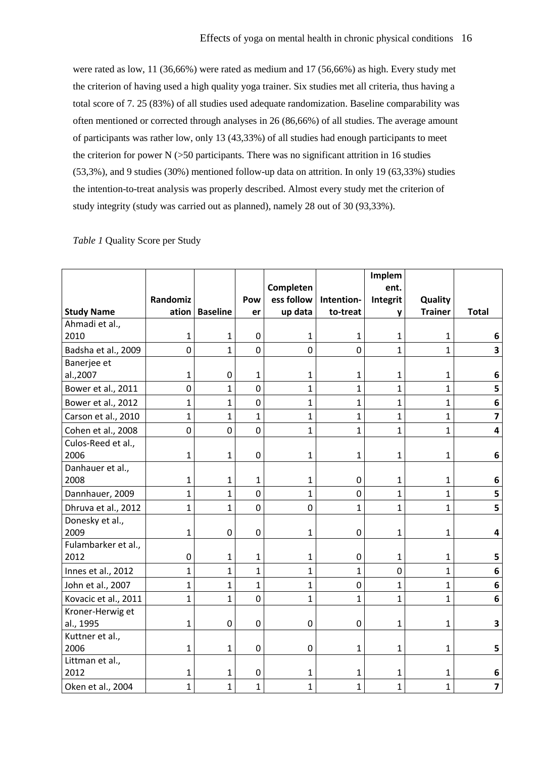were rated as low, 11 (36,66%) were rated as medium and 17 (56,66%) as high. Every study met the criterion of having used a high quality yoga trainer. Six studies met all criteria, thus having a total score of 7. 25 (83%) of all studies used adequate randomization. Baseline comparability was often mentioned or corrected through analyses in 26 (86,66%) of all studies. The average amount of participants was rather low, only 13 (43,33%) of all studies had enough participants to meet the criterion for power N (>50 participants. There was no significant attrition in 16 studies (53,3%), and 9 studies (30%) mentioned follow-up data on attrition. In only 19 (63,33%) studies the intention-to-treat analysis was properly described. Almost every study met the criterion of study integrity (study was carried out as planned), namely 28 out of 30 (93,33%).

*Table 1* Quality Score per Study

| Study Name | Randomization | Baseline | Power | Completeness follow up data | Intention-to-treat | Implement. Integrity | Quality Trainer | Total |
|---|---|---|---|---|---|---|---|---|
| Ahmadi et al., 2010 | 1 | 1 | 0 | 1 | 1 | 1 | 1 | **6** |
| Badsha et al., 2009 | 0 | 1 | 0 | 0 | 0 | 1 | 1 | **3** |
| Banerjee et al.,2007 | 1 | 0 | 1 | 1 | 1 | 1 | 1 | **6** |
| Bower et al., 2011 | 0 | 1 | 0 | 1 | 1 | 1 | 1 | **5** |
| Bower et al., 2012 | 1 | 1 | 0 | 1 | 1 | 1 | 1 | **6** |
| Carson et al., 2010 | 1 | 1 | 1 | 1 | 1 | 1 | 1 | **7** |
| Cohen et al., 2008 | 0 | 0 | 0 | 1 | 1 | 1 | 1 | **4** |
| Culos-Reed et al., 2006 | 1 | 1 | 0 | 1 | 1 | 1 | 1 | **6** |
| Danhauer et al., 2008 | 1 | 1 | 1 | 1 | 0 | 1 | 1 | **6** |
| Dannhauer, 2009 | 1 | 1 | 0 | 1 | 0 | 1 | 1 | **5** |
| Dhruva et al., 2012 | 1 | 1 | 0 | 0 | 1 | 1 | 1 | **5** |
| Donesky et al., 2009 | 1 | 0 | 0 | 1 | 0 | 1 | 1 | **4** |
| Fulambarker et al., 2012 | 0 | 1 | 1 | 1 | 0 | 1 | 1 | **5** |
| Innes et al., 2012 | 1 | 1 | 1 | 1 | 1 | 0 | 1 | **6** |
| John et al., 2007 | 1 | 1 | 1 | 1 | 0 | 1 | 1 | **6** |
| Kovacic et al., 2011 | 1 | 1 | 0 | 1 | 1 | 1 | 1 | **6** |
| Kroner-Herwig et al., 1995 | 1 | 0 | 0 | 0 | 0 | 1 | 1 | **3** |
| Kuttner et al., 2006 | 1 | 1 | 0 | 0 | 1 | 1 | 1 | **5** |
| Littman et al., 2012 | 1 | 1 | 0 | 1 | 1 | 1 | 1 | **6** |
| Oken et al., 2004 | 1 | 1 | 1 | 1 | 1 | 1 | 1 | **7** |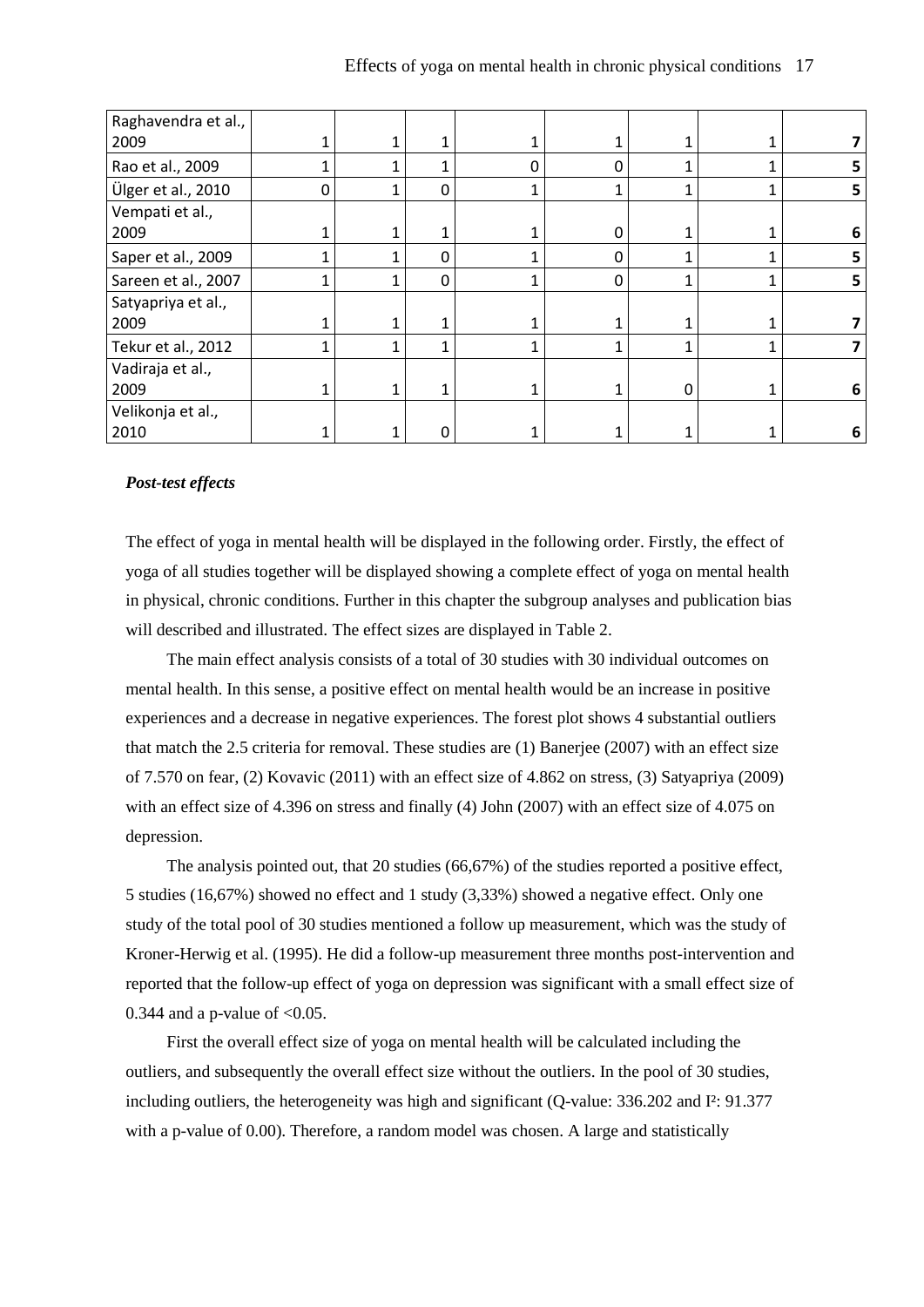| | | | | | | | | |
|---|---|---|---|---|---|---|---|---|
| Raghavendra et al., 2009 | 1 | 1 | 1 | 1 | 1 | 1 | 1 | 7 |
| Rao et al., 2009 | 1 | 1 | 1 | 0 | 0 | 1 | 1 | 5 |
| Ülger et al., 2010 | 0 | 1 | 0 | 1 | 1 | 1 | 1 | 5 |
| Vempati et al., 2009 | 1 | 1 | 1 | 1 | 0 | 1 | 1 | 6 |
| Saper et al., 2009 | 1 | 1 | 0 | 1 | 0 | 1 | 1 | 5 |
| Sareen et al., 2007 | 1 | 1 | 0 | 1 | 0 | 1 | 1 | 5 |
| Satyapriya et al., 2009 | 1 | 1 | 1 | 1 | 1 | 1 | 1 | 7 |
| Tekur et al., 2012 | 1 | 1 | 1 | 1 | 1 | 1 | 1 | 7 |
| Vadiraja et al., 2009 | 1 | 1 | 1 | 1 | 1 | 0 | 1 | 6 |
| Velikonja et al., 2010 | 1 | 1 | 0 | 1 | 1 | 1 | 1 | 6 |

***Post-test effects***

The effect of yoga in mental health will be displayed in the following order. Firstly, the effect of yoga of all studies together will be displayed showing a complete effect of yoga on mental health in physical, chronic conditions. Further in this chapter the subgroup analyses and publication bias will described and illustrated. The effect sizes are displayed in Table 2.

The main effect analysis consists of a total of 30 studies with 30 individual outcomes on mental health. In this sense, a positive effect on mental health would be an increase in positive experiences and a decrease in negative experiences. The forest plot shows 4 substantial outliers that match the 2.5 criteria for removal. These studies are (1) Banerjee (2007) with an effect size of 7.570 on fear, (2) Kovavic (2011) with an effect size of 4.862 on stress, (3) Satyapriya (2009) with an effect size of 4.396 on stress and finally (4) John (2007) with an effect size of 4.075 on depression.

The analysis pointed out, that 20 studies (66,67%) of the studies reported a positive effect, 5 studies (16,67%) showed no effect and 1 study (3,33%) showed a negative effect. Only one study of the total pool of 30 studies mentioned a follow up measurement, which was the study of Kroner-Herwig et al. (1995). He did a follow-up measurement three months post-intervention and reported that the follow-up effect of yoga on depression was significant with a small effect size of 0.344 and a p-value of $<0.05$.

First the overall effect size of yoga on mental health will be calculated including the outliers, and subsequently the overall effect size without the outliers. In the pool of 30 studies, including outliers, the heterogeneity was high and significant (Q-value: 336.202 and $I^2$: 91.377 with a p-value of 0.00). Therefore, a random model was chosen. A large and statistically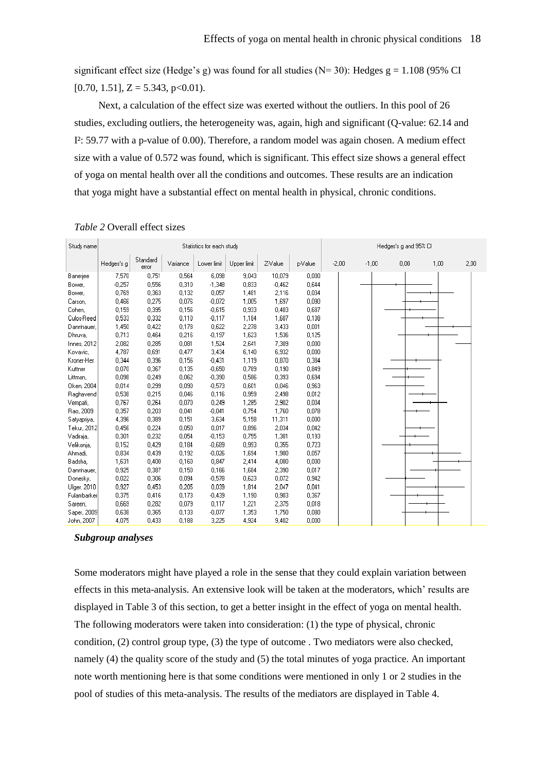significant effect size (Hedge's g) was found for all studies (N= 30): Hedges g = 1.108 (95% CI [0.70, 1.51], Z = 5.343, p<0.01).

Next, a calculation of the effect size was exerted without the outliers. In this pool of 26 studies, excluding outliers, the heterogeneity was, again, high and significant (Q-value: 62.14 and I²: 59.77 with a p-value of 0.00). Therefore, a random model was again chosen. A medium effect size with a value of 0.572 was found, which is significant. This effect size shows a general effect of yoga on mental health over all the conditions and outcomes. These results are an indication that yoga might have a substantial effect on mental health in physical, chronic conditions.

*Table 2* Overall effect sizes

| Study name | Statistics for each study | | | | | | | Hedges's g and 95% CI |
|---|---|---|---|---|---|---|---|---|
| | Hedges's g | Standard error | Variance | Lower limit | Upper limit | Z-Value | p-Value | -2,00 -1,00 0,00 1,00 2,00 |
| Banerjee | 7,570 | 0,751 | 0,564 | 6,098 | 9,043 | 10,079 | 0,000 | |
| Bower, | -0,257 | 0,556 | 0,310 | -1,348 | 0,833 | -0,462 | 0,644 | |
| Bower, | 0,769 | 0,363 | 0,132 | 0,057 | 1,481 | 2,116 | 0,034 | |
| Carson, | 0,466 | 0,275 | 0,076 | -0,072 | 1,005 | 1,697 | 0,090 | |
| Cohen, | 0,159 | 0,395 | 0,156 | -0,615 | 0,933 | 0,403 | 0,687 | |
| Culos-Reed | 0,533 | 0,332 | 0,110 | -0,117 | 1,184 | 1,607 | 0,108 | |
| Dannhauer, | 1,450 | 0,422 | 0,178 | 0,622 | 2,278 | 3,433 | 0,001 | |
| Dhruva, | 0,713 | 0,464 | 0,216 | -0,197 | 1,623 | 1,536 | 0,125 | |
| Innes, 2012 | 2,082 | 0,285 | 0,081 | 1,524 | 2,641 | 7,309 | 0,000 | |
| Kovacic, | 4,787 | 0,691 | 0,477 | 3,434 | 6,140 | 6,932 | 0,000 | |
| Kroner-Her | 0,344 | 0,396 | 0,156 | -0,431 | 1,119 | 0,870 | 0,384 | |
| Kuttner | 0,070 | 0,367 | 0,135 | -0,650 | 0,789 | 0,190 | 0,849 | |
| Littman, | 0,098 | 0,249 | 0,062 | -0,390 | 0,586 | 0,393 | 0,694 | |
| Oken, 2004 | 0,014 | 0,299 | 0,090 | -0,573 | 0,601 | 0,046 | 0,963 | |
| Raghavend | 0,538 | 0,215 | 0,046 | 0,116 | 0,959 | 2,498 | 0,012 | |
| Vempati, | 0,767 | 0,264 | 0,070 | 0,249 | 1,285 | 2,902 | 0,004 | |
| Rao, 2009 | 0,357 | 0,203 | 0,041 | -0,041 | 0,754 | 1,760 | 0,078 | |
| Satyapriya, | 4,396 | 0,389 | 0,151 | 3,634 | 5,158 | 11,311 | 0,000 | |
| Tekur, 2012 | 0,456 | 0,224 | 0,050 | 0,017 | 0,896 | 2,034 | 0,042 | |
| Vadiraja, | 0,301 | 0,232 | 0,054 | -0,153 | 0,755 | 1,301 | 0,193 | |
| Velikonja, | 0,152 | 0,429 | 0,184 | -0,689 | 0,993 | 0,355 | 0,723 | |
| Ahmadi, | 0,834 | 0,439 | 0,192 | -0,026 | 1,694 | 1,900 | 0,057 | |
| Badsha, | 1,631 | 0,400 | 0,160 | 0,847 | 2,414 | 4,080 | 0,000 | |
| Dannhauer, | 0,925 | 0,387 | 0,150 | 0,166 | 1,684 | 2,390 | 0,017 | |
| Donesky, | 0,022 | 0,306 | 0,094 | -0,578 | 0,623 | 0,072 | 0,942 | |
| Ulger, 2010 | 0,927 | 0,453 | 0,205 | 0,039 | 1,814 | 2,047 | 0,041 | |
| Fulambarker | 0,375 | 0,416 | 0,173 | -0,439 | 1,190 | 0,903 | 0,367 | |
| Sareen, | 0,669 | 0,282 | 0,079 | 0,117 | 1,221 | 2,375 | 0,018 | |
| Sapei, 2009 | 0,638 | 0,365 | 0,133 | -0,077 | 1,353 | 1,750 | 0,080 | |
| John, 2007 | 4,075 | 0,433 | 0,188 | 3,225 | 4,924 | 9,402 | 0,000 | |

### *Subgroup analyses*

Some moderators might have played a role in the sense that they could explain variation between effects in this meta-analysis. An extensive look will be taken at the moderators, which' results are displayed in Table 3 of this section, to get a better insight in the effect of yoga on mental health. The following moderators were taken into consideration: (1) the type of physical, chronic condition, (2) control group type, (3) the type of outcome . Two mediators were also checked, namely (4) the quality score of the study and (5) the total minutes of yoga practice. An important note worth mentioning here is that some conditions were mentioned in only 1 or 2 studies in the pool of studies of this meta-analysis. The results of the mediators are displayed in Table 4.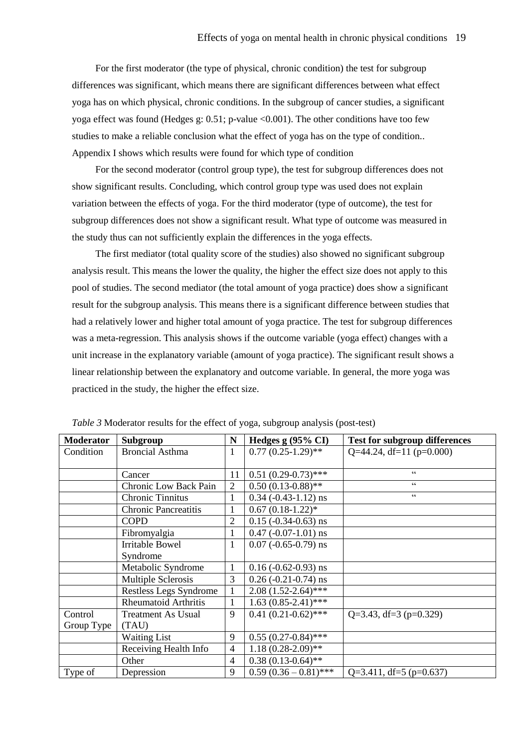For the first moderator (the type of physical, chronic condition) the test for subgroup differences was significant, which means there are significant differences between what effect yoga has on which physical, chronic conditions. In the subgroup of cancer studies, a significant yoga effect was found (Hedges g: 0.51; p-value <0.001). The other conditions have too few studies to make a reliable conclusion what the effect of yoga has on the type of condition.. Appendix I shows which results were found for which type of condition

For the second moderator (control group type), the test for subgroup differences does not show significant results. Concluding, which control group type was used does not explain variation between the effects of yoga. For the third moderator (type of outcome), the test for subgroup differences does not show a significant result. What type of outcome was measured in the study thus can not sufficiently explain the differences in the yoga effects.

The first mediator (total quality score of the studies) also showed no significant subgroup analysis result. This means the lower the quality, the higher the effect size does not apply to this pool of studies. The second mediator (the total amount of yoga practice) does show a significant result for the subgroup analysis. This means there is a significant difference between studies that had a relatively lower and higher total amount of yoga practice. The test for subgroup differences was a meta-regression. This analysis shows if the outcome variable (yoga effect) changes with a unit increase in the explanatory variable (amount of yoga practice). The significant result shows a linear relationship between the explanatory and outcome variable. In general, the more yoga was practiced in the study, the higher the effect size.

*Table 3* Moderator results for the effect of yoga, subgroup analysis (post-test)

| Moderator | Subgroup | N | Hedges g (95% CI) | Test for subgroup differences |
|---|---|---|---|---|
| Condition | Broncial Asthma | 1 | 0.77 (0.25-1.29)** | Q=44.24, df=11 (p=0.000) |
| | Cancer | 11 | 0.51 (0.29-0.73)*** | " |
| | Chronic Low Back Pain | 2 | 0.50 (0.13-0.88)** | " |
| | Chronic Tinnitus | 1 | 0.34 (-0.43-1.12) ns | " |
| | Chronic Pancreatitis | 1 | 0.67 (0.18-1.22)* | |
| | COPD | 2 | 0.15 (-0.34-0.63) ns | |
| | Fibromyalgia | 1 | 0.47 (-0.07-1.01) ns | |
| | Irritable Bowel Syndrome | 1 | 0.07 (-0.65-0.79) ns | |
| | Metabolic Syndrome | 1 | 0.16 (-0.62-0.93) ns | |
| | Multiple Sclerosis | 3 | 0.26 (-0.21-0.74) ns | |
| | Restless Legs Syndrome | 1 | 2.08 (1.52-2.64)*** | |
| | Rheumatoid Arthritis | 1 | 1.63 (0.85-2.41)*** | |
| Control Group Type | Treatment As Usual (TAU) | 9 | 0.41 (0.21-0.62)*** | Q=3.43, df=3 (p=0.329) |
| | Waiting List | 9 | 0.55 (0.27-0.84)*** | |
| | Receiving Health Info | 4 | 1.18 (0.28-2.09)** | |
| | Other | 4 | 0.38 (0.13-0.64)** | |
| Type of | Depression | 9 | 0.59 (0.36 – 0.81)*** | Q=3.411, df=5 (p=0.637) |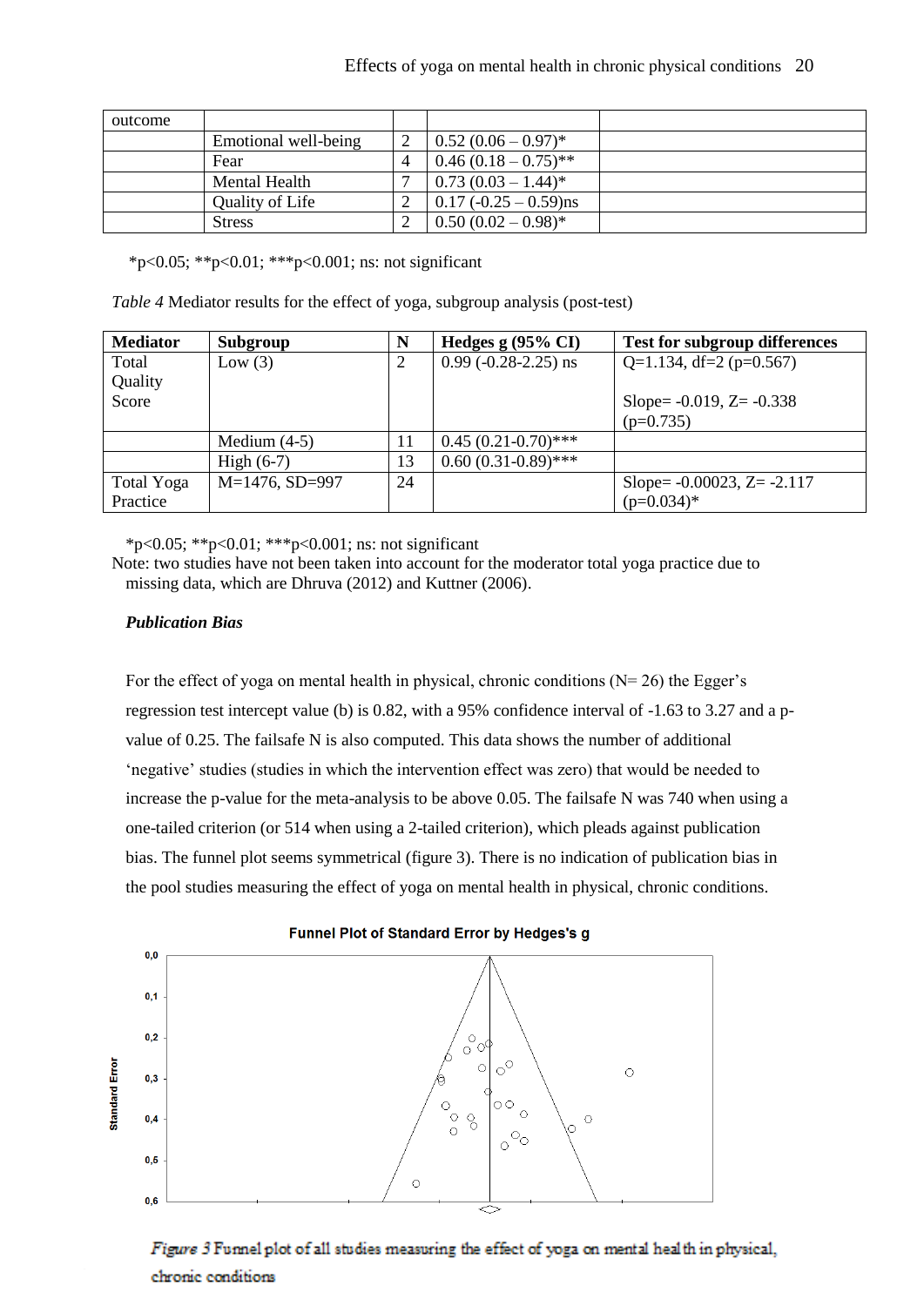| outcome | | | | |
|---|---|---|---|---|
| | Emotional well-being | 2 | 0.52 (0.06 – 0.97)* | |
| | Fear | 4 | 0.46 (0.18 – 0.75)** | |
| | Mental Health | 7 | 0.73 (0.03 – 1.44)* | |
| | Quality of Life | 2 | 0.17 (-0.25 – 0.59)ns | |
| | Stress | 2 | 0.50 (0.02 – 0.98)* | |

*p<0.05; **p<0.01; ***p<0.001; ns: not significant

*Table 4* Mediator results for the effect of yoga, subgroup analysis (post-test)

| Mediator | Subgroup | N | Hedges g (95% CI) | Test for subgroup differences |
|---|---|---|---|---|
| Total Quality Score | Low (3) | 2 | 0.99 (-0.28-2.25) ns | Q=1.134, df=2 (p=0.567)<br><br>Slope= -0.019, Z= -0.338 (p=0.735) |
| | Medium (4-5) | 11 | 0.45 (0.21-0.70)*** | |
| | High (6-7) | 13 | 0.60 (0.31-0.89)*** | |
| Total Yoga Practice | M=1476, SD=997 | 24 | | Slope= -0.00023, Z= -2.117 (p=0.034)* |

*p<0.05; **p<0.01; ***p<0.001; ns: not significant

Note: two studies have not been taken into account for the moderator total yoga practice due to missing data, which are Dhruva (2012) and Kuttner (2006).

***Publication Bias***

For the effect of yoga on mental health in physical, chronic conditions (N= 26) the Egger's regression test intercept value (b) is 0.82, with a 95% confidence interval of -1.63 to 3.27 and a p-value of 0.25. The failsafe N is also computed. This data shows the number of additional 'negative' studies (studies in which the intervention effect was zero) that would be needed to increase the p-value for the meta-analysis to be above 0.05. The failsafe N was 740 when using a one-tailed criterion (or 514 when using a 2-tailed criterion), which pleads against publication bias. The funnel plot seems symmetrical (figure 3). There is no indication of publication bias in the pool studies measuring the effect of yoga on mental health in physical, chronic conditions.

*Figure 3* Funnel plot of all studies measuring the effect of yoga on mental health in physical, chronic conditions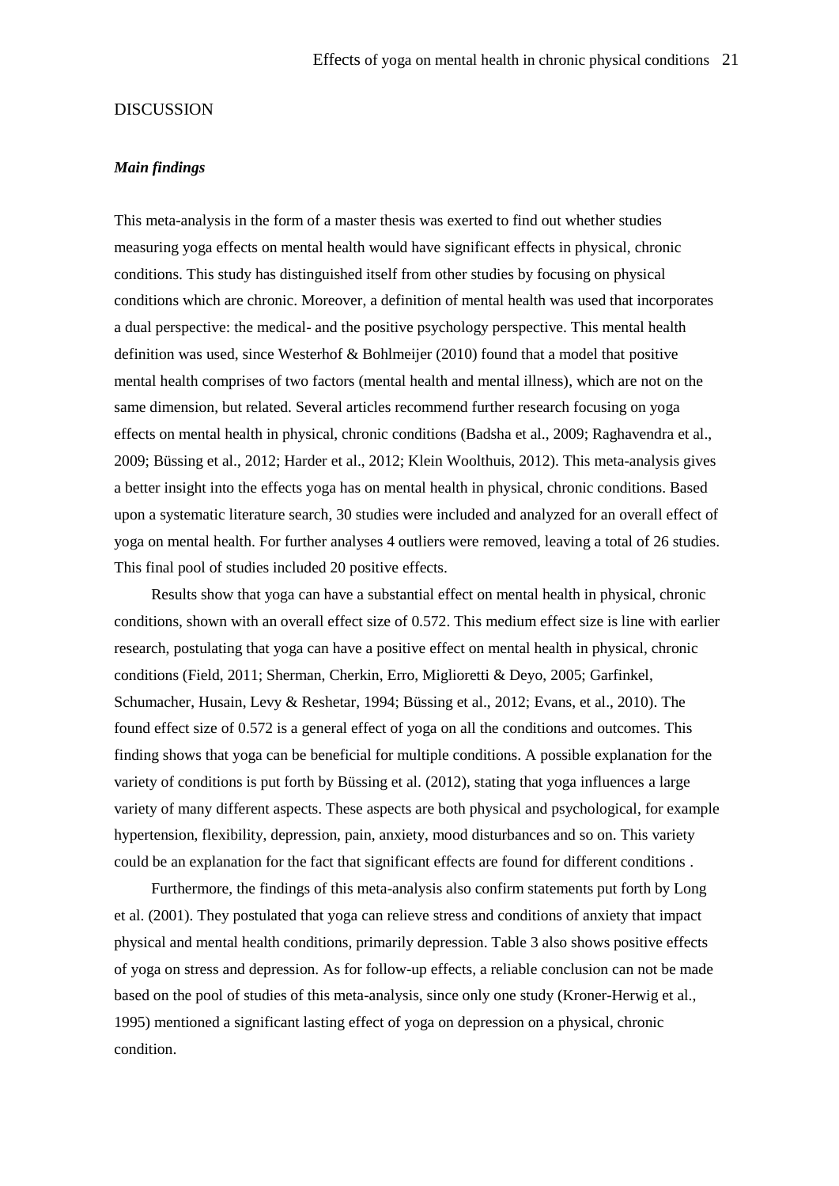# DISCUSSION

### *Main findings*

This meta-analysis in the form of a master thesis was exerted to find out whether studies measuring yoga effects on mental health would have significant effects in physical, chronic conditions. This study has distinguished itself from other studies by focusing on physical conditions which are chronic. Moreover, a definition of mental health was used that incorporates a dual perspective: the medical- and the positive psychology perspective. This mental health definition was used, since Westerhof & Bohlmeijer (2010) found that a model that positive mental health comprises of two factors (mental health and mental illness), which are not on the same dimension, but related. Several articles recommend further research focusing on yoga effects on mental health in physical, chronic conditions (Badsha et al., 2009; Raghavendra et al., 2009; Büssing et al., 2012; Harder et al., 2012; Klein Woolthuis, 2012). This meta-analysis gives a better insight into the effects yoga has on mental health in physical, chronic conditions. Based upon a systematic literature search, 30 studies were included and analyzed for an overall effect of yoga on mental health. For further analyses 4 outliers were removed, leaving a total of 26 studies. This final pool of studies included 20 positive effects.

Results show that yoga can have a substantial effect on mental health in physical, chronic conditions, shown with an overall effect size of 0.572. This medium effect size is line with earlier research, postulating that yoga can have a positive effect on mental health in physical, chronic conditions (Field, 2011; Sherman, Cherkin, Erro, Miglioretti & Deyo, 2005; Garfinkel, Schumacher, Husain, Levy & Reshetar, 1994; Büssing et al., 2012; Evans, et al., 2010). The found effect size of 0.572 is a general effect of yoga on all the conditions and outcomes. This finding shows that yoga can be beneficial for multiple conditions. A possible explanation for the variety of conditions is put forth by Büssing et al. (2012), stating that yoga influences a large variety of many different aspects. These aspects are both physical and psychological, for example hypertension, flexibility, depression, pain, anxiety, mood disturbances and so on. This variety could be an explanation for the fact that significant effects are found for different conditions .

Furthermore, the findings of this meta-analysis also confirm statements put forth by Long et al. (2001). They postulated that yoga can relieve stress and conditions of anxiety that impact physical and mental health conditions, primarily depression. Table 3 also shows positive effects of yoga on stress and depression. As for follow-up effects, a reliable conclusion can not be made based on the pool of studies of this meta-analysis, since only one study (Kroner-Herwig et al., 1995) mentioned a significant lasting effect of yoga on depression on a physical, chronic condition.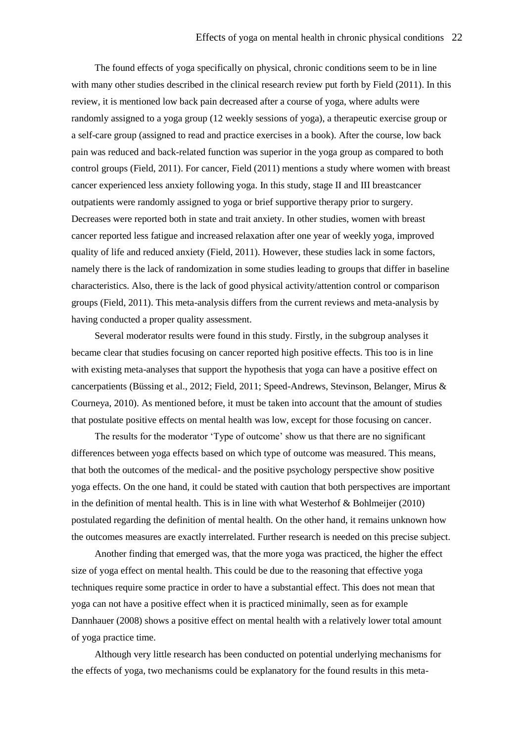The found effects of yoga specifically on physical, chronic conditions seem to be in line with many other studies described in the clinical research review put forth by Field (2011). In this review, it is mentioned low back pain decreased after a course of yoga, where adults were randomly assigned to a yoga group (12 weekly sessions of yoga), a therapeutic exercise group or a self-care group (assigned to read and practice exercises in a book). After the course, low back pain was reduced and back-related function was superior in the yoga group as compared to both control groups (Field, 2011). For cancer, Field (2011) mentions a study where women with breast cancer experienced less anxiety following yoga. In this study, stage II and III breastcancer outpatients were randomly assigned to yoga or brief supportive therapy prior to surgery. Decreases were reported both in state and trait anxiety. In other studies, women with breast cancer reported less fatigue and increased relaxation after one year of weekly yoga, improved quality of life and reduced anxiety (Field, 2011). However, these studies lack in some factors, namely there is the lack of randomization in some studies leading to groups that differ in baseline characteristics. Also, there is the lack of good physical activity/attention control or comparison groups (Field, 2011). This meta-analysis differs from the current reviews and meta-analysis by having conducted a proper quality assessment.

Several moderator results were found in this study. Firstly, in the subgroup analyses it became clear that studies focusing on cancer reported high positive effects. This too is in line with existing meta-analyses that support the hypothesis that yoga can have a positive effect on cancerpatients (Büssing et al., 2012; Field, 2011; Speed-Andrews, Stevinson, Belanger, Mirus & Courneya, 2010). As mentioned before, it must be taken into account that the amount of studies that postulate positive effects on mental health was low, except for those focusing on cancer.

The results for the moderator 'Type of outcome' show us that there are no significant differences between yoga effects based on which type of outcome was measured. This means, that both the outcomes of the medical- and the positive psychology perspective show positive yoga effects. On the one hand, it could be stated with caution that both perspectives are important in the definition of mental health. This is in line with what Westerhof & Bohlmeijer (2010) postulated regarding the definition of mental health. On the other hand, it remains unknown how the outcomes measures are exactly interrelated. Further research is needed on this precise subject.

Another finding that emerged was, that the more yoga was practiced, the higher the effect size of yoga effect on mental health. This could be due to the reasoning that effective yoga techniques require some practice in order to have a substantial effect. This does not mean that yoga can not have a positive effect when it is practiced minimally, seen as for example Dannhauer (2008) shows a positive effect on mental health with a relatively lower total amount of yoga practice time.

Although very little research has been conducted on potential underlying mechanisms for the effects of yoga, two mechanisms could be explanatory for the found results in this meta-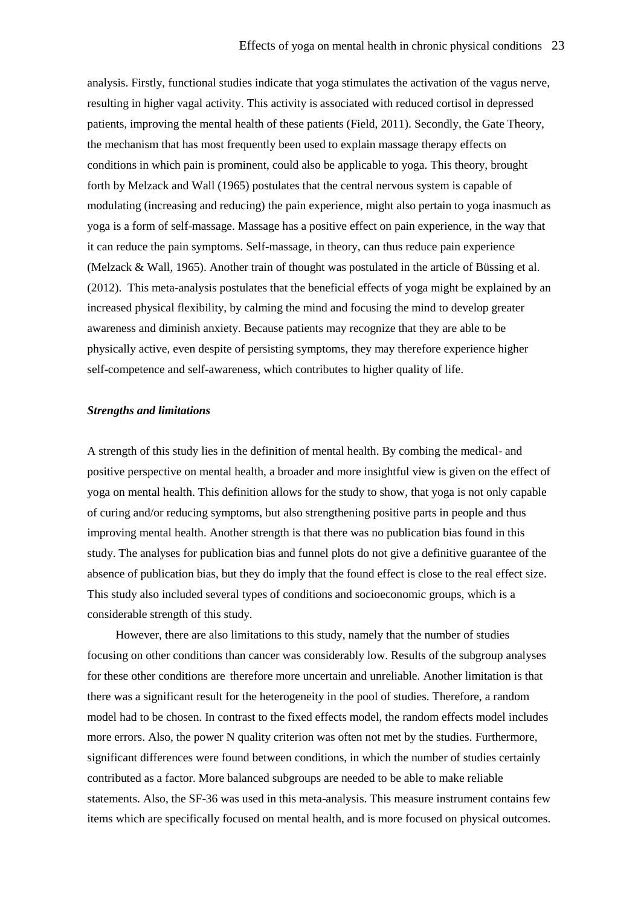analysis. Firstly, functional studies indicate that yoga stimulates the activation of the vagus nerve, resulting in higher vagal activity. This activity is associated with reduced cortisol in depressed patients, improving the mental health of these patients (Field, 2011). Secondly, the Gate Theory, the mechanism that has most frequently been used to explain massage therapy effects on conditions in which pain is prominent, could also be applicable to yoga. This theory, brought forth by Melzack and Wall (1965) postulates that the central nervous system is capable of modulating (increasing and reducing) the pain experience, might also pertain to yoga inasmuch as yoga is a form of self-massage. Massage has a positive effect on pain experience, in the way that it can reduce the pain symptoms. Self-massage, in theory, can thus reduce pain experience (Melzack & Wall, 1965). Another train of thought was postulated in the article of Büssing et al. (2012). This meta-analysis postulates that the beneficial effects of yoga might be explained by an increased physical flexibility, by calming the mind and focusing the mind to develop greater awareness and diminish anxiety. Because patients may recognize that they are able to be physically active, even despite of persisting symptoms, they may therefore experience higher self-competence and self-awareness, which contributes to higher quality of life.

***Strengths and limitations***

A strength of this study lies in the definition of mental health. By combing the medical- and positive perspective on mental health, a broader and more insightful view is given on the effect of yoga on mental health. This definition allows for the study to show, that yoga is not only capable of curing and/or reducing symptoms, but also strengthening positive parts in people and thus improving mental health. Another strength is that there was no publication bias found in this study. The analyses for publication bias and funnel plots do not give a definitive guarantee of the absence of publication bias, but they do imply that the found effect is close to the real effect size. This study also included several types of conditions and socioeconomic groups, which is a considerable strength of this study.

However, there are also limitations to this study, namely that the number of studies focusing on other conditions than cancer was considerably low. Results of the subgroup analyses for these other conditions are therefore more uncertain and unreliable. Another limitation is that there was a significant result for the heterogeneity in the pool of studies. Therefore, a random model had to be chosen. In contrast to the fixed effects model, the random effects model includes more errors. Also, the power N quality criterion was often not met by the studies. Furthermore, significant differences were found between conditions, in which the number of studies certainly contributed as a factor. More balanced subgroups are needed to be able to make reliable statements. Also, the SF-36 was used in this meta-analysis. This measure instrument contains few items which are specifically focused on mental health, and is more focused on physical outcomes.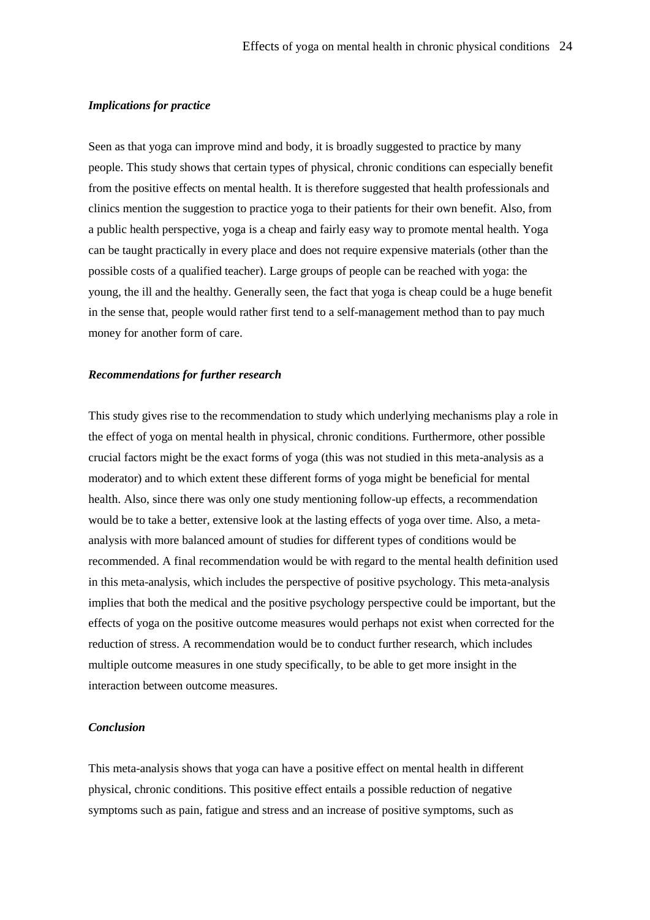***Implications for practice***

Seen as that yoga can improve mind and body, it is broadly suggested to practice by many people. This study shows that certain types of physical, chronic conditions can especially benefit from the positive effects on mental health. It is therefore suggested that health professionals and clinics mention the suggestion to practice yoga to their patients for their own benefit. Also, from a public health perspective, yoga is a cheap and fairly easy way to promote mental health. Yoga can be taught practically in every place and does not require expensive materials (other than the possible costs of a qualified teacher). Large groups of people can be reached with yoga: the young, the ill and the healthy. Generally seen, the fact that yoga is cheap could be a huge benefit in the sense that, people would rather first tend to a self-management method than to pay much money for another form of care.

***Recommendations for further research***

This study gives rise to the recommendation to study which underlying mechanisms play a role in the effect of yoga on mental health in physical, chronic conditions. Furthermore, other possible crucial factors might be the exact forms of yoga (this was not studied in this meta-analysis as a moderator) and to which extent these different forms of yoga might be beneficial for mental health. Also, since there was only one study mentioning follow-up effects, a recommendation would be to take a better, extensive look at the lasting effects of yoga over time. Also, a meta-analysis with more balanced amount of studies for different types of conditions would be recommended. A final recommendation would be with regard to the mental health definition used in this meta-analysis, which includes the perspective of positive psychology. This meta-analysis implies that both the medical and the positive psychology perspective could be important, but the effects of yoga on the positive outcome measures would perhaps not exist when corrected for the reduction of stress. A recommendation would be to conduct further research, which includes multiple outcome measures in one study specifically, to be able to get more insight in the interaction between outcome measures.

***Conclusion***

This meta-analysis shows that yoga can have a positive effect on mental health in different physical, chronic conditions. This positive effect entails a possible reduction of negative symptoms such as pain, fatigue and stress and an increase of positive symptoms, such as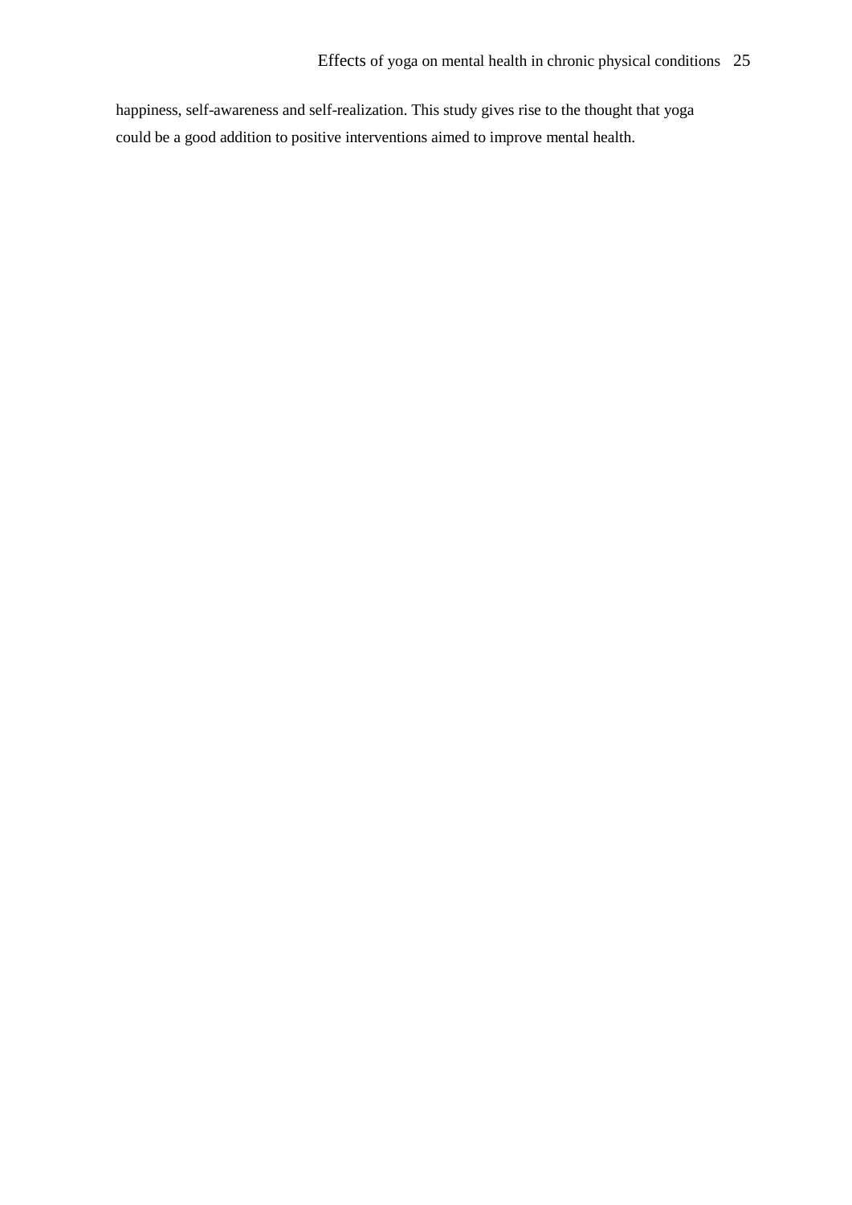happiness, self-awareness and self-realization. This study gives rise to the thought that yoga could be a good addition to positive interventions aimed to improve mental health.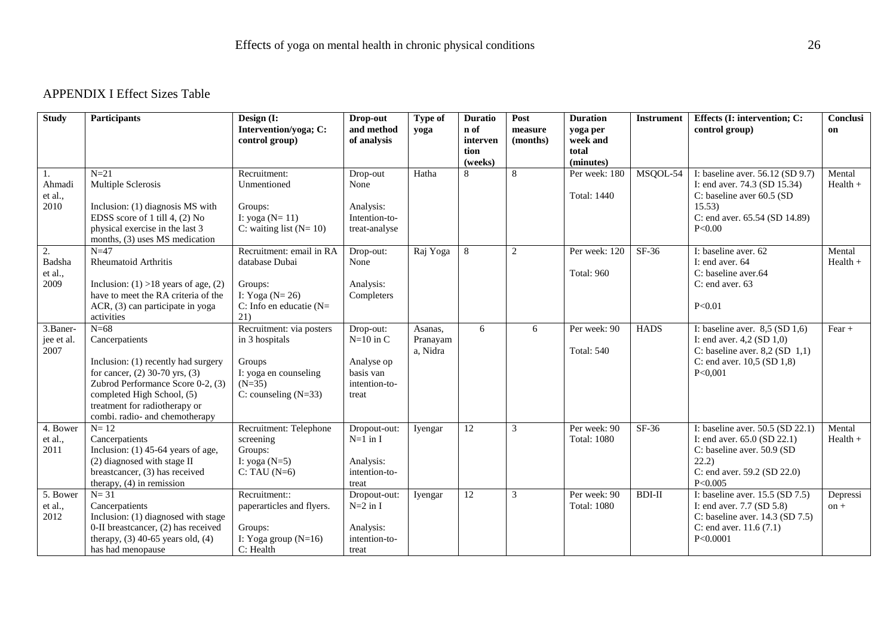# APPENDIX I Effect Sizes Table

| Study | Participants | Design (I: Intervention/yoga; C: control group) | Drop-out and method of analysis | Type of yoga | Duration of intervention (weeks) | Post measure (months) | Duration yoga per week and total (minutes) | Instrument | Effects (I: intervention; C: control group) | Conclusion |
|---|---|---|---|---|---|---|---|---|---|---|
| 1. Ahmadi et al., 2010 | N=21<br>Multiple Sclerosis<br><br>Inclusion: (1) diagnosis MS with EDSS score of 1 till 4, (2) No physical exercise in the last 3 months, (3) uses MS medication | Recruitment: Unmentioned<br><br>Groups:<br>I: yoga (N= 11)<br>C: waiting list (N= 10) | Drop-out None<br><br>Analysis: Intention-to-treat-analyse | Hatha | 8 | 8 | Per week: 180<br><br>Total: 1440 | MSQOL-54 | I: baseline aver. 56.12 (SD 9.7)<br>I: end aver. 74.3 (SD 15.34)<br>C: baseline aver 60.5 (SD 15.53)<br>C: end aver. 65.54 (SD 14.89)<br>P<0.00 | Mental Health + |
| 2. Badsha et al., 2009 | N=47<br>Rheumatoid Arthritis<br><br>Inclusion: (1) >18 years of age, (2) have to meet the RA criteria of the ACR, (3) can participate in yoga activities | Recruitment: email in RA database Dubai<br><br>Groups:<br>I: Yoga (N= 26)<br>C: Info en educatie (N= 21) | Drop-out: None<br><br>Analysis: Completers | Raj Yoga | 8 | 2 | Per week: 120<br><br>Total: 960 | SF-36 | I: baseline aver. 62<br>I: end aver. 64<br>C: baseline aver.64<br>C: end aver. 63<br><br>P<0.01 | Mental Health + |
| 3.Banerjee et al. 2007 | N=68<br>Cancerpatients<br><br>Inclusion: (1) recently had surgery for cancer, (2) 30-70 yrs, (3) Zubrod Performance Score 0-2, (3) completed High School, (5) treatment for radiotherapy or combi. radio- and chemotherapy | Recruitment: via posters in 3 hospitals<br><br>Groups<br>I: yoga en counseling (N=35)<br>C: counseling (N=33) | Drop-out: N=10 in C<br><br>Analyse op basis van intention-to-treat | Asanas, Pranayama, Nidra | 6 | 6 | Per week: 90<br><br>Total: 540 | HADS | I: baseline aver. 8,5 (SD 1,6)<br>I: end aver. 4,2 (SD 1,0)<br>C: baseline aver. 8,2 (SD 1,1)<br>C: end aver. 10,5 (SD 1,8)<br>P<0,001 | Fear + |
| 4. Bower et al., 2011 | N= 12<br>Cancerpatients<br>Inclusion: (1) 45-64 years of age, (2) diagnosed with stage II breastcancer, (3) has received therapy, (4) in remission | Recruitment: Telephone screening<br>Groups:<br>I: yoga (N=5)<br>C: TAU (N=6) | Dropout-out: N=1 in I<br><br>Analysis: intention-to-treat | Iyengar | 12 | 3 | Per week: 90<br>Total: 1080 | SF-36 | I: baseline aver. 50.5 (SD 22.1)<br>I: end aver. 65.0 (SD 22.1)<br>C: baseline aver. 50.9 (SD 22.2)<br>C: end aver. 59.2 (SD 22.0)<br>P<0.005 | Mental Health + |
| 5. Bower et al., 2012 | N= 31<br>Cancerpatients<br>Inclusion: (1) diagnosed with stage 0-II breastcancer, (2) has received therapy, (3) 40-65 years old, (4) has had menopause | Recruitment:: paperarticles and flyers.<br><br>Groups:<br>I: Yoga group (N=16)<br>C: Health | Dropout-out: N=2 in I<br><br>Analysis: intention-to-treat | Iyengar | 12 | 3 | Per week: 90<br>Total: 1080 | BDI-II | I: baseline aver. 15.5 (SD 7.5)<br>I: end aver. 7.7 (SD 5.8)<br>C: baseline aver. 14.3 (SD 7.5)<br>C: end aver. 11.6 (7.1)<br>P<0.0001 | Depression + |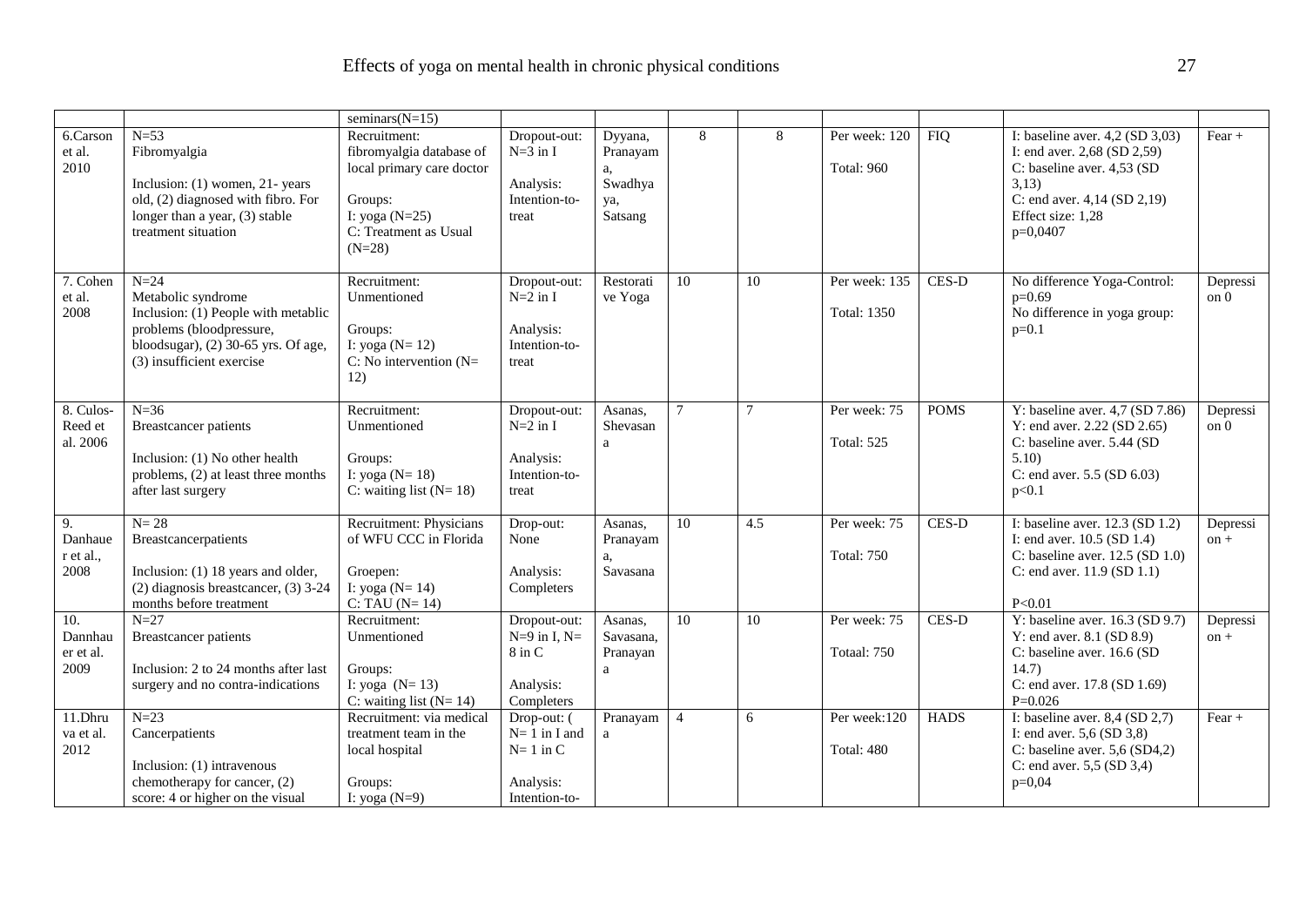| | | seminars(N=15) | | | | | | | | |
|---|---|---|---|---|---|---|---|---|---|---|
| 6.Carson et al. 2010 | N=53<br>Fibromyalgia<br><br>Inclusion: (1) women, 21- years old, (2) diagnosed with fibro. For longer than a year, (3) stable treatment situation | Recruitment: fibromyalgia database of local primary care doctor<br><br>Groups:<br>I: yoga (N=25)<br>C: Treatment as Usual (N=28) | Dropout-out: N=3 in I<br><br>Analysis: Intention-to-treat | Dyyana, Pranayama, Swadhyaya, Satsang | 8 | 8 | Per week: 120<br><br>Total: 960 | FIQ | I: baseline aver. 4,2 (SD 3,03)<br>I: end aver. 2,68 (SD 2,59)<br>C: baseline aver. 4,53 (SD 3,13)<br>C: end aver. 4,14 (SD 2,19)<br>Effect size: 1,28<br>p=0,0407 | Fear + |
| 7. Cohen et al. 2008 | N=24<br>Metabolic syndrome<br>Inclusion: (1) People with metablic problems (bloodpressure, bloodsugar), (2) 30-65 yrs. Of age, (3) insufficient exercise | Recruitment: Unmentioned<br><br>Groups:<br>I: yoga (N= 12)<br>C: No intervention (N= 12) | Dropout-out: N=2 in I<br><br>Analysis: Intention-to-treat | Restorative Yoga | 10 | 10 | Per week: 135<br><br>Total: 1350 | CES-D | No difference Yoga-Control: p=0.69<br>No difference in yoga group: p=0.1 | Depression 0 |
| 8. Culos-Reed et al. 2006 | N=36<br>Breastcancer patients<br><br>Inclusion: (1) No other health problems, (2) at least three months after last surgery | Recruitment: Unmentioned<br><br>Groups:<br>I: yoga (N= 18)<br>C: waiting list (N= 18) | Dropout-out: N=2 in I<br><br>Analysis: Intention-to-treat | Asanas, Shevasana | 7 | 7 | Per week: 75<br><br>Total: 525 | POMS | Y: baseline aver. 4,7 (SD 7.86)<br>Y: end aver. 2.22 (SD 2.65)<br>C: baseline aver. 5.44 (SD 5.10)<br>C: end aver. 5.5 (SD 6.03)<br>p<0.1 | Depression 0 |
| 9. Danhauer et al., 2008 | N= 28<br>Breastcancerpatients<br><br>Inclusion: (1) 18 years and older, (2) diagnosis breastcancer, (3) 3-24 months before treatment | Recruitment: Physicians of WFU CCC in Florida<br><br>Groepen:<br>I: yoga (N= 14)<br>C: TAU (N= 14) | Drop-out: None<br><br>Analysis: Completers | Asanas, Pranayama, Savasana | 10 | 4.5 | Per week: 75<br><br>Total: 750 | CES-D | I: baseline aver. 12.3 (SD 1.2)<br>I: end aver. 10.5 (SD 1.4)<br>C: baseline aver. 12.5 (SD 1.0)<br>C: end aver. 11.9 (SD 1.1)<br><br>P<0.01 | Depression + |
| 10. Dannhauer et al. 2009 | N=27<br>Breastcancer patients<br><br>Inclusion: 2 to 24 months after last surgery and no contra-indications | Recruitment: Unmentioned<br><br>Groups:<br>I: yoga (N= 13)<br>C: waiting list (N= 14) | Dropout-out: N=9 in I, N= 8 in C<br><br>Analysis: Completers | Asanas, Savasana, Pranayana | 10 | 10 | Per week: 75<br><br>Totaal: 750 | CES-D | Y: baseline aver. 16.3 (SD 9.7)<br>Y: end aver. 8.1 (SD 8.9)<br>C: baseline aver. 16.6 (SD 14.7)<br>C: end aver. 17.8 (SD 1.69)<br>P=0.026 | Depression + |
| 11.Dhruva et al. 2012 | N=23<br>Cancerpatients<br><br>Inclusion: (1) intravenous chemotherapy for cancer, (2) score: 4 or higher on the visual | Recruitment: via medical treatment team in the local hospital<br><br>Groups:<br>I: yoga (N=9) | Drop-out: ( N= 1 in I and N= 1 in C<br><br>Analysis: Intention-to- | Pranayama | 4 | 6 | Per week:120<br><br>Total: 480 | HADS | I: baseline aver. 8,4 (SD 2,7)<br>I: end aver. 5,6 (SD 3,8)<br>C: baseline aver. 5,6 (SD4,2)<br>C: end aver. 5,5 (SD 3,4)<br>p=0,04 | Fear + |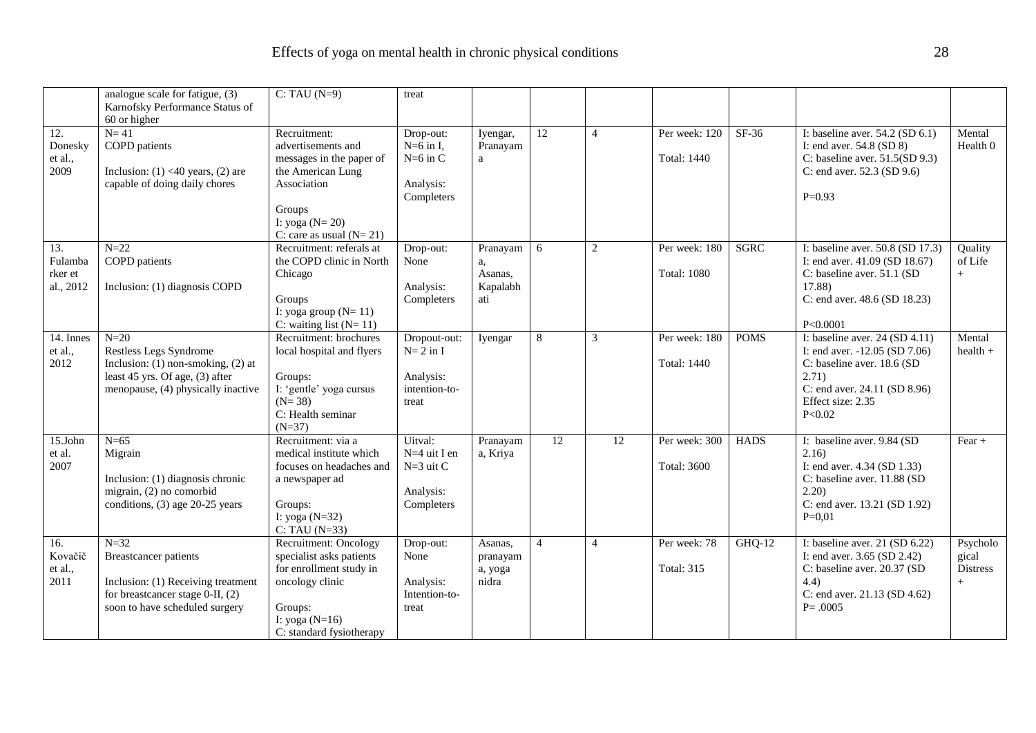|  | analogue scale for fatigue, (3) Karnofsky Performance Status of 60 or higher | C: TAU (N=9) | treat |  |  |  |  |  |  |  |
|---|---|---|---|---|---|---|---|---|---|---|
| 12. Donesky et al., 2009 | N= 41<br>COPD patients<br><br>Inclusion: (1) <40 years, (2) are capable of doing daily chores | Recruitment: advertisements and messages in the paper of the American Lung Association<br><br>Groups<br>I: yoga (N= 20)<br>C: care as usual (N= 21) | Drop-out:<br>N=6 in I,<br>N=6 in C<br><br>Analysis: Completers | Iyengar, Pranayama | 12 | 4 | Per week: 120<br><br>Total: 1440 | SF-36 | I: baseline aver. 54.2 (SD 6.1)<br>I: end aver. 54.8 (SD 8)<br>C: baseline aver. 51.5(SD 9.3)<br>C: end aver. 52.3 (SD 9.6)<br><br>P=0.93 | Mental Health 0 |
| 13. Fulambarker et al., 2012 | N=22<br>COPD patients<br><br>Inclusion: (1) diagnosis COPD | Recruitment: referals at the COPD clinic in North Chicago<br><br>Groups<br>I: yoga group (N= 11)<br>C: waiting list (N= 11) | Drop-out: None<br><br>Analysis: Completers | Pranayama, Asanas, Kapalabhati | 6 | 2 | Per week: 180<br><br>Total: 1080 | SGRC | I: baseline aver. 50.8 (SD 17.3)<br>I: end aver. 41.09 (SD 18.67)<br>C: baseline aver. 51.1 (SD 17.88)<br>C: end aver. 48.6 (SD 18.23)<br><br>P<0.0001 | Quality of Life + |
| 14. Innes et al., 2012 | N=20<br>Restless Legs Syndrome<br>Inclusion: (1) non-smoking, (2) at least 45 yrs. Of age, (3) after menopause, (4) physically inactive | Recruitment: brochures local hospital and flyers<br><br>Groups:<br>I: 'gentle' yoga cursus (N= 38)<br>C: Health seminar (N=37) | Dropout-out:<br>N= 2 in I<br><br>Analysis: intention-to-treat | Iyengar | 8 | 3 | Per week: 180<br><br>Total: 1440 | POMS | I: baseline aver. 24 (SD 4.11)<br>I: end aver. -12.05 (SD 7.06)<br>C: baseline aver. 18.6 (SD 2.71)<br>C: end aver. 24.11 (SD 8.96)<br>Effect size: 2.35<br>P<0.02 | Mental health + |
| 15.John et al. 2007 | N=65<br>Migrain<br><br>Inclusion: (1) diagnosis chronic migrain, (2) no comorbid conditions, (3) age 20-25 years | Recruitment: via a medical institute which focuses on headaches and a newspaper ad<br><br>Groups:<br>I: yoga (N=32)<br>C: TAU (N=33) | Uitval:<br>N=4 uit I en<br>N=3 uit C<br><br>Analysis: Completers | Pranayama, Kriya | 12 | 12 | Per week: 300<br><br>Total: 3600 | HADS | I: baseline aver. 9.84 (SD 2.16)<br>I: end aver. 4.34 (SD 1.33)<br>C: baseline aver. 11.88 (SD 2.20)<br>C: end aver. 13.21 (SD 1.92)<br>P=0,01 | Fear + |
| 16. Kovačič et al., 2011 | N=32<br>Breastcancer patients<br><br>Inclusion: (1) Receiving treatment for breastcancer stage 0-II, (2) soon to have scheduled surgery | Recruitment: Oncology specialist asks patients for enrollment study in oncology clinic<br><br>Groups:<br>I: yoga (N=16)<br>C: standard fysiotherapy | Drop-out: None<br><br>Analysis: Intention-to-treat | Asanas, pranayama, yoga nidra | 4 | 4 | Per week: 78<br><br>Total: 315 | GHQ-12 | I: baseline aver. 21 (SD 6.22)<br>I: end aver. 3.65 (SD 2.42)<br>C: baseline aver. 20.37 (SD 4.4)<br>C: end aver. 21.13 (SD 4.62)<br>P= .0005 | Psychological Distress + |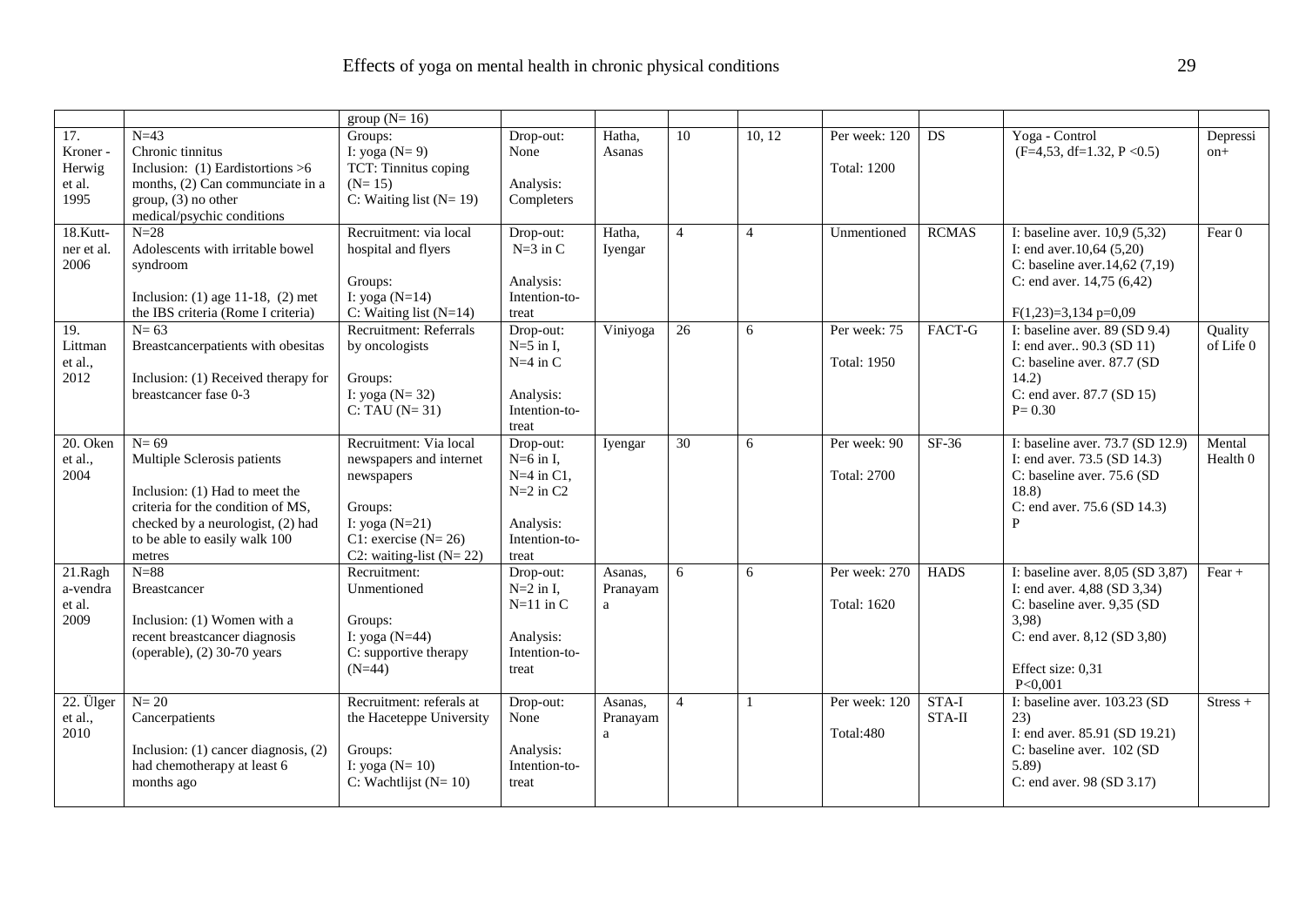| | | group (N= 16) | | | | | | | | |
|---|---|---|---|---|---|---|---|---|---|---|
| 17. Kroner - Herwig et al. 1995 | N=43<br>Chronic tinnitus<br>Inclusion: (1) Eardistortions >6 months, (2) Can communciate in a group, (3) no other medical/psychic conditions | Groups:<br>I: yoga (N= 9)<br>TCT: Tinnitus coping (N= 15)<br>C: Waiting list (N= 19) | Drop-out: None<br><br>Analysis: Completers | Hatha, Asanas | 10 | 10, 12 | Per week: 120<br><br>Total: 1200 | DS | Yoga - Control<br>(F=4,53, df=1.32, P <0.5) | Depression+ |
| 18.Kuttner et al. 2006 | N=28<br>Adolescents with irritable bowel syndroom<br><br>Inclusion: (1) age 11-18, (2) met the IBS criteria (Rome I criteria) | Recruitment: via local hospital and flyers<br><br>Groups:<br>I: yoga (N=14)<br>C: Waiting list (N=14) | Drop-out: N=3 in C<br><br>Analysis: Intention-to-treat | Hatha, Iyengar | 4 | 4 | Unmentioned | RCMAS | I: baseline aver. 10,9 (5,32)<br>I: end aver.10,64 (5,20)<br>C: baseline aver.14,62 (7,19)<br>C: end aver. 14,75 (6,42)<br><br>F(1,23)=3,134 p=0,09 | Fear 0 |
| 19. Littman et al., 2012 | N= 63<br>Breastcancerpatients with obesitas<br><br>Inclusion: (1) Received therapy for breastcancer fase 0-3 | Recruitment: Referrals by oncologists<br><br>Groups:<br>I: yoga (N= 32)<br>C: TAU (N= 31) | Drop-out: N=5 in I, N=4 in C<br><br>Analysis: Intention-to-treat | Viniyoga | 26 | 6 | Per week: 75<br><br>Total: 1950 | FACT-G | I: baseline aver. 89 (SD 9.4)<br>I: end aver.. 90.3 (SD 11)<br>C: baseline aver. 87.7 (SD 14.2)<br>C: end aver. 87.7 (SD 15)<br>P= 0.30 | Quality of Life 0 |
| 20. Oken et al., 2004 | N= 69<br>Multiple Sclerosis patients<br><br>Inclusion: (1) Had to meet the criteria for the condition of MS, checked by a neurologist, (2) had to be able to easily walk 100 metres | Recruitment: Via local newspapers and internet newspapers<br><br>Groups:<br>I: yoga (N=21)<br>C1: exercise (N= 26)<br>C2: waiting-list (N= 22) | Drop-out: N=6 in I, N=4 in C1, N=2 in C2<br><br>Analysis: Intention-to-treat | Iyengar | 30 | 6 | Per week: 90<br><br>Total: 2700 | SF-36 | I: baseline aver. 73.7 (SD 12.9)<br>I: end aver. 73.5 (SD 14.3)<br>C: baseline aver. 75.6 (SD 18.8)<br>C: end aver. 75.6 (SD 14.3)<br>P | Mental Health 0 |
| 21.Raghavendra et al. 2009 | N=88<br>Breastcancer<br><br>Inclusion: (1) Women with a recent breastcancer diagnosis (operable), (2) 30-70 years | Recruitment: Unmentioned<br><br>Groups:<br>I: yoga (N=44)<br>C: supportive therapy (N=44) | Drop-out: N=2 in I, N=11 in C<br><br>Analysis: Intention-to-treat | Asanas, Pranayama | 6 | 6 | Per week: 270<br><br>Total: 1620 | HADS | I: baseline aver. 8,05 (SD 3,87)<br>I: end aver. 4,88 (SD 3,34)<br>C: baseline aver. 9,35 (SD 3,98)<br>C: end aver. 8,12 (SD 3,80)<br><br>Effect size: 0,31<br>P<0,001 | Fear + |
| 22. Ülger et al., 2010 | N= 20<br>Cancerpatients<br><br>Inclusion: (1) cancer diagnosis, (2) had chemotherapy at least 6 months ago | Recruitment: referals at the Haceteppe University<br><br>Groups:<br>I: yoga (N= 10)<br>C: Wachtlijst (N= 10) | Drop-out: None<br><br>Analysis: Intention-to-treat | Asanas, Pranayama | 4 | 1 | Per week: 120<br><br>Total:480 | STA-I<br>STA-II | I: baseline aver. 103.23 (SD 23)<br>I: end aver. 85.91 (SD 19.21)<br>C: baseline aver. 102 (SD 5.89)<br>C: end aver. 98 (SD 3.17) | Stress + |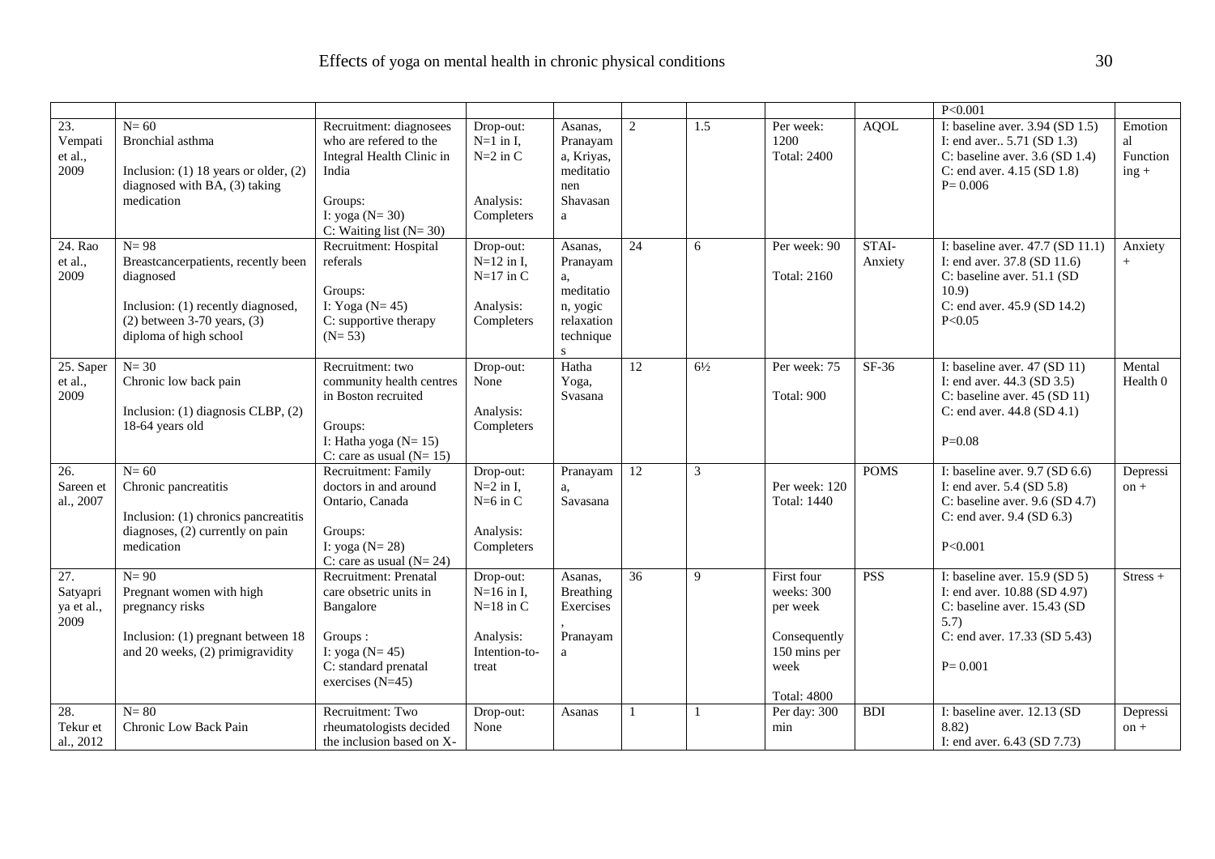| | | | | | | | | | | |
|---|---|---|---|---|---|---|---|---|---|---|
| | | | | | | | | | P<0.001 | |
| 23. Vempati et al., 2009 | N= 60<br>Bronchial asthma<br><br>Inclusion: (1) 18 years or older, (2) diagnosed with BA, (3) taking medication | Recruitment: diagnosees who are refered to the Integral Health Clinic in India<br><br>Groups:<br>I: yoga (N= 30)<br>C: Waiting list (N= 30) | Drop-out:<br>N=1 in I,<br>N=2 in C<br><br>Analysis: Completers | Asanas, Pranayama, Kriyas, meditatienen Shavasana | 2 | 1.5 | Per week: 1200<br>Total: 2400 | AQOL | I: baseline aver. 3.94 (SD 1.5)<br>I: end aver.. 5.71 (SD 1.3)<br>C: baseline aver. 3.6 (SD 1.4)<br>C: end aver. 4.15 (SD 1.8)<br>P= 0.006 | Emotional Functioning + |
| 24. Rao et al., 2009 | N= 98<br>Breastcancerpatients, recently been diagnosed<br><br>Inclusion: (1) recently diagnosed, (2) between 3-70 years, (3) diploma of high school | Recruitment: Hospital referals<br><br>Groups:<br>I: Yoga (N= 45)<br>C: supportive therapy (N= 53) | Drop-out:<br>N=12 in I,<br>N=17 in C<br><br>Analysis: Completers | Asanas, Pranayama, meditation, yogic relaxation techniques | 24 | 6 | Per week: 90<br><br>Total: 2160 | STAI-Anxiety | I: baseline aver. 47.7 (SD 11.1)<br>I: end aver. 37.8 (SD 11.6)<br>C: baseline aver. 51.1 (SD 10.9)<br>C: end aver. 45.9 (SD 14.2)<br>P<0.05 | Anxiety + |
| 25. Saper et al., 2009 | N= 30<br>Chronic low back pain<br><br>Inclusion: (1) diagnosis CLBP, (2) 18-64 years old | Recruitment: two community health centres in Boston recruited<br><br>Groups:<br>I: Hatha yoga (N= 15)<br>C: care as usual (N= 15) | Drop-out: None<br><br>Analysis: Completers | Hatha Yoga, Svasana | 12 | 6½ | Per week: 75<br><br>Total: 900 | SF-36 | I: baseline aver. 47 (SD 11)<br>I: end aver. 44.3 (SD 3.5)<br>C: baseline aver. 45 (SD 11)<br>C: end aver. 44.8 (SD 4.1)<br><br>P=0.08 | Mental Health 0 |
| 26. Sareen et al., 2007 | N= 60<br>Chronic pancreatitis<br><br>Inclusion: (1) chronics pancreatitis diagnoses, (2) currently on pain medication | Recruitment: Family doctors in and around Ontario, Canada<br><br>Groups:<br>I: yoga (N= 28)<br>C: care as usual (N= 24) | Drop-out:<br>N=2 in I,<br>N=6 in C<br><br>Analysis: Completers | Pranayama, Savasana | 12 | 3 | Per week: 120<br>Total: 1440 | POMS | I: baseline aver. 9.7 (SD 6.6)<br>I: end aver. 5.4 (SD 5.8)<br>C: baseline aver. 9.6 (SD 4.7)<br>C: end aver. 9.4 (SD 6.3)<br><br>P<0.001 | Depression + |
| 27. Satyapriya et al., 2009 | N= 90<br>Pregnant women with high pregnancy risks<br><br>Inclusion: (1) pregnant between 18 and 20 weeks, (2) primigravidity | Recruitment: Prenatal care obsetric units in Bangalore<br><br>Groups :<br>I: yoga (N= 45)<br>C: standard prenatal exercises (N=45) | Drop-out:<br>N=16 in I,<br>N=18 in C<br><br>Analysis: Intention-to-treat | Asanas, Breathing Exercises, Pranayama | 36 | 9 | First four weeks: 300 per week<br><br>Consequently 150 mins per week<br><br>Total: 4800 | PSS | I: baseline aver. 15.9 (SD 5)<br>I: end aver. 10.88 (SD 4.97)<br>C: baseline aver. 15.43 (SD 5.7)<br>C: end aver. 17.33 (SD 5.43)<br><br>P= 0.001 | Stress + |
| 28. Tekur et al., 2012 | N= 80<br>Chronic Low Back Pain | Recruitment: Two rheumatologists decided the inclusion based on X- | Drop-out: None | Asanas | 1 | 1 | Per day: 300 min | BDI | I: baseline aver. 12.13 (SD 8.82)<br>I: end aver. 6.43 (SD 7.73) | Depression + |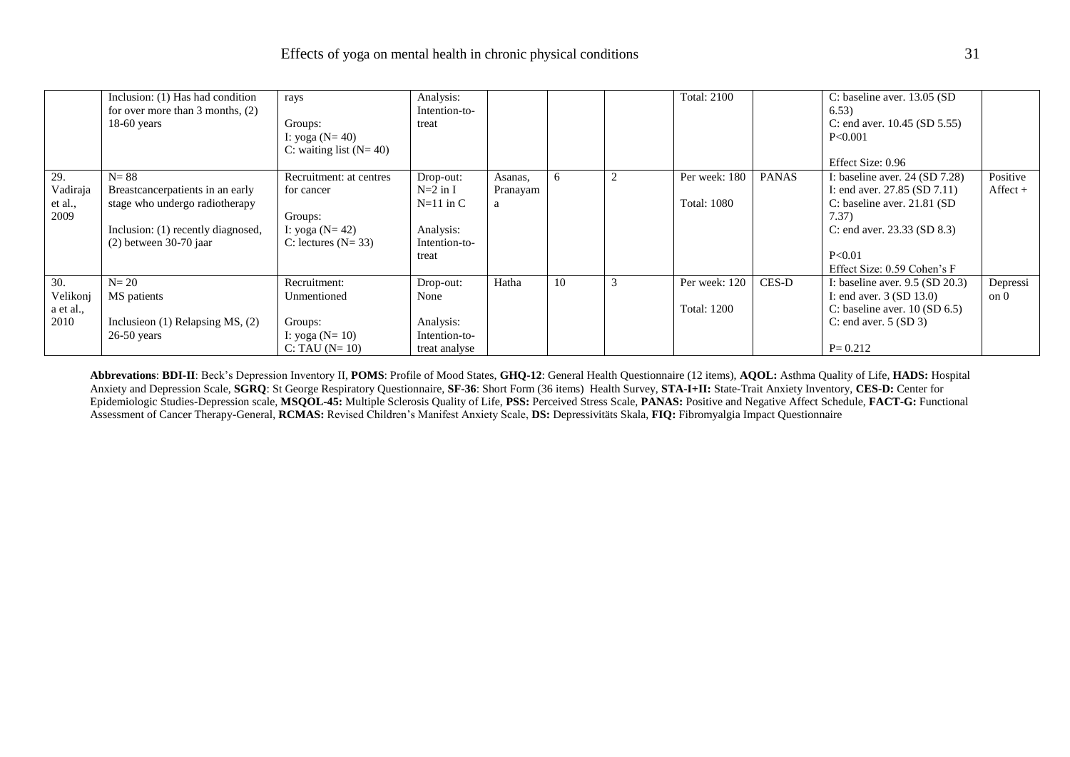|  |  |  |  |  |  |  |  |  |  |  |
|---|---|---|---|---|---|---|---|---|---|---|
|  | Inclusion: (1) Has had condition for over more than 3 months, (2) 18-60 years | rays<br><br>Groups:<br>I: yoga (N= 40)<br>C: waiting list (N= 40) | Analysis: Intention-to-treat |  |  |  | Total: 2100 |  | C: baseline aver. 13.05 (SD 6.53)<br>C: end aver. 10.45 (SD 5.55)<br>P<0.001<br><br>Effect Size: 0.96 |  |
| 29. Vadiraja et al., 2009 | N= 88<br>Breastcancerpatients in an early stage who undergo radiotherapy<br><br>Inclusion: (1) recently diagnosed, (2) between 30-70 jaar | Recruitment: at centres for cancer<br><br>Groups:<br>I: yoga (N= 42)<br>C: lectures (N= 33) | Drop-out:<br>N=2 in I<br>N=11 in C<br><br>Analysis: Intention-to-treat | Asanas, Pranayama | 6 | 2 | Per week: 180<br><br>Total: 1080 | PANAS | I: baseline aver. 24 (SD 7.28)<br>I: end aver. 27.85 (SD 7.11)<br>C: baseline aver. 21.81 (SD 7.37)<br>C: end aver. 23.33 (SD 8.3)<br><br>P<0.01<br>Effect Size: 0.59 Cohen's F | Positive Affect + |
| 30. Velikonja et al., 2010 | N= 20<br>MS patients<br><br>Inclusieon (1) Relapsing MS, (2) 26-50 years | Recruitment: Unmentioned<br><br>Groups:<br>I: yoga (N= 10)<br>C: TAU (N= 10) | Drop-out:<br>None<br><br>Analysis: Intention-to-treat analyse | Hatha | 10 | 3 | Per week: 120<br><br>Total: 1200 | CES-D | I: baseline aver. 9.5 (SD 20.3)<br>I: end aver. 3 (SD 13.0)<br>C: baseline aver. 10 (SD 6.5)<br>C: end aver. 5 (SD 3)<br><br>P= 0.212 | Depression 0 |

**Abbrevations**: **BDI-II**: Beck's Depression Inventory II, **POMS**: Profile of Mood States, **GHQ-12**: General Health Questionnaire (12 items), **AQOL:** Asthma Quality of Life, **HADS:** Hospital Anxiety and Depression Scale, **SGRQ**: St George Respiratory Questionnaire, **SF-36**: Short Form (36 items) Health Survey, **STA-I+II:** State-Trait Anxiety Inventory, **CES-D:** Center for Epidemiologic Studies-Depression scale, **MSQOL-45:** Multiple Sclerosis Quality of Life, **PSS:** Perceived Stress Scale, **PANAS:** Positive and Negative Affect Schedule, **FACT-G:** Functional Assessment of Cancer Therapy-General, **RCMAS:** Revised Children's Manifest Anxiety Scale, **DS:** Depressivitäts Skala, **FIQ:** Fibromyalgia Impact Questionnaire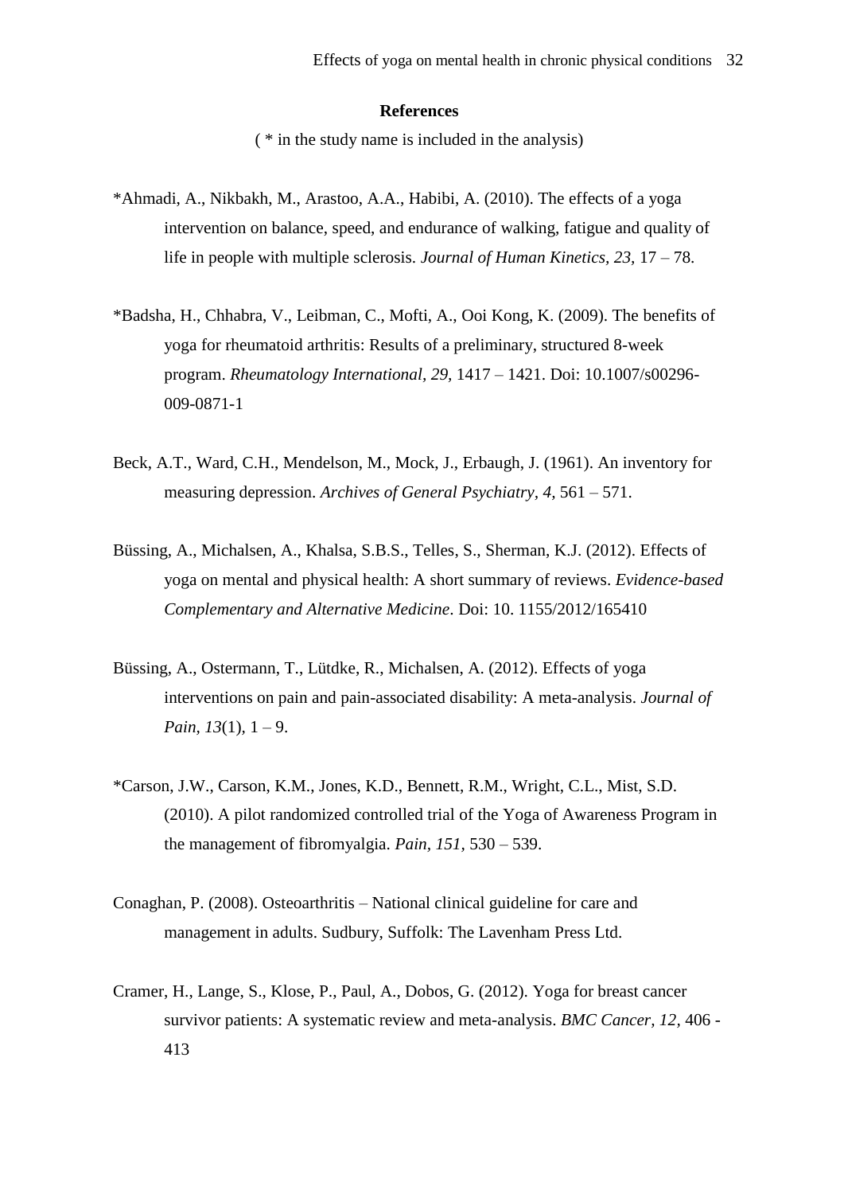## References

( * in the study name is included in the analysis)

*Ahmadi, A., Nikbakh, M., Arastoo, A.A., Habibi, A. (2010). The effects of a yoga intervention on balance, speed, and endurance of walking, fatigue and quality of life in people with multiple sclerosis. *Journal of Human Kinetics*, *23*, 17 – 78.

*Badsha, H., Chhabra, V., Leibman, C., Mofti, A., Ooi Kong, K. (2009). The benefits of yoga for rheumatoid arthritis: Results of a preliminary, structured 8-week program. *Rheumatology International*, *29*, 1417 – 1421. Doi: 10.1007/s00296-009-0871-1

Beck, A.T., Ward, C.H., Mendelson, M., Mock, J., Erbaugh, J. (1961). An inventory for measuring depression. *Archives of General Psychiatry*, *4*, 561 – 571.

Büssing, A., Michalsen, A., Khalsa, S.B.S., Telles, S., Sherman, K.J. (2012). Effects of yoga on mental and physical health: A short summary of reviews. *Evidence-based Complementary and Alternative Medicine*. Doi: 10. 1155/2012/165410

Büssing, A., Ostermann, T., Lütdke, R., Michalsen, A. (2012). Effects of yoga interventions on pain and pain-associated disability: A meta-analysis. *Journal of Pain*, *13*(1), 1 – 9.

*Carson, J.W., Carson, K.M., Jones, K.D., Bennett, R.M., Wright, C.L., Mist, S.D. (2010). A pilot randomized controlled trial of the Yoga of Awareness Program in the management of fibromyalgia. *Pain, 151*, 530 – 539.

Conaghan, P. (2008). Osteoarthritis – National clinical guideline for care and management in adults. Sudbury, Suffolk: The Lavenham Press Ltd.

Cramer, H., Lange, S., Klose, P., Paul, A., Dobos, G. (2012). Yoga for breast cancer survivor patients: A systematic review and meta-analysis. *BMC Cancer, 12*, 406 - 413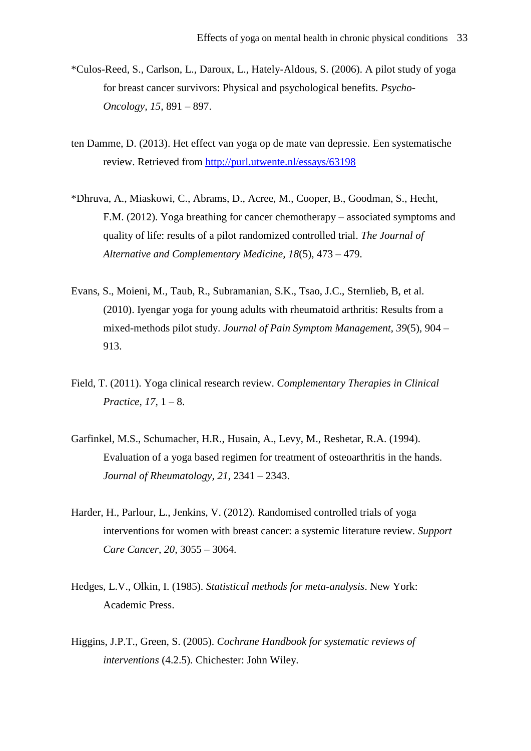*Culos-Reed, S., Carlson, L., Daroux, L., Hately-Aldous, S. (2006). A pilot study of yoga for breast cancer survivors: Physical and psychological benefits. *Psycho-Oncology, 15,* 891 – 897.

ten Damme, D. (2013). Het effect van yoga op de mate van depressie. Een systematische review. Retrieved from http://purl.utwente.nl/essays/63198

*Dhruva, A., Miaskowi, C., Abrams, D., Acree, M., Cooper, B., Goodman, S., Hecht, F.M. (2012). Yoga breathing for cancer chemotherapy – associated symptoms and quality of life: results of a pilot randomized controlled trial. *The Journal of Alternative and Complementary Medicine, 18*(5), 473 – 479.

Evans, S., Moieni, M., Taub, R., Subramanian, S.K., Tsao, J.C., Sternlieb, B, et al. (2010). Iyengar yoga for young adults with rheumatoid arthritis: Results from a mixed-methods pilot study. *Journal of Pain Symptom Management, 39*(5), 904 – 913.

Field, T. (2011). Yoga clinical research review. *Complementary Therapies in Clinical Practice, 17,* 1 – 8.

Garfinkel, M.S., Schumacher, H.R., Husain, A., Levy, M., Reshetar, R.A. (1994). Evaluation of a yoga based regimen for treatment of osteoarthritis in the hands. *Journal of Rheumatology, 21,* 2341 – 2343.

Harder, H., Parlour, L., Jenkins, V. (2012). Randomised controlled trials of yoga interventions for women with breast cancer: a systemic literature review. *Support Care Cancer, 20,* 3055 – 3064.

Hedges, L.V., Olkin, I. (1985). *Statistical methods for meta-analysis*. New York: Academic Press.

Higgins, J.P.T., Green, S. (2005). *Cochrane Handbook for systematic reviews of interventions* (4.2.5). Chichester: John Wiley.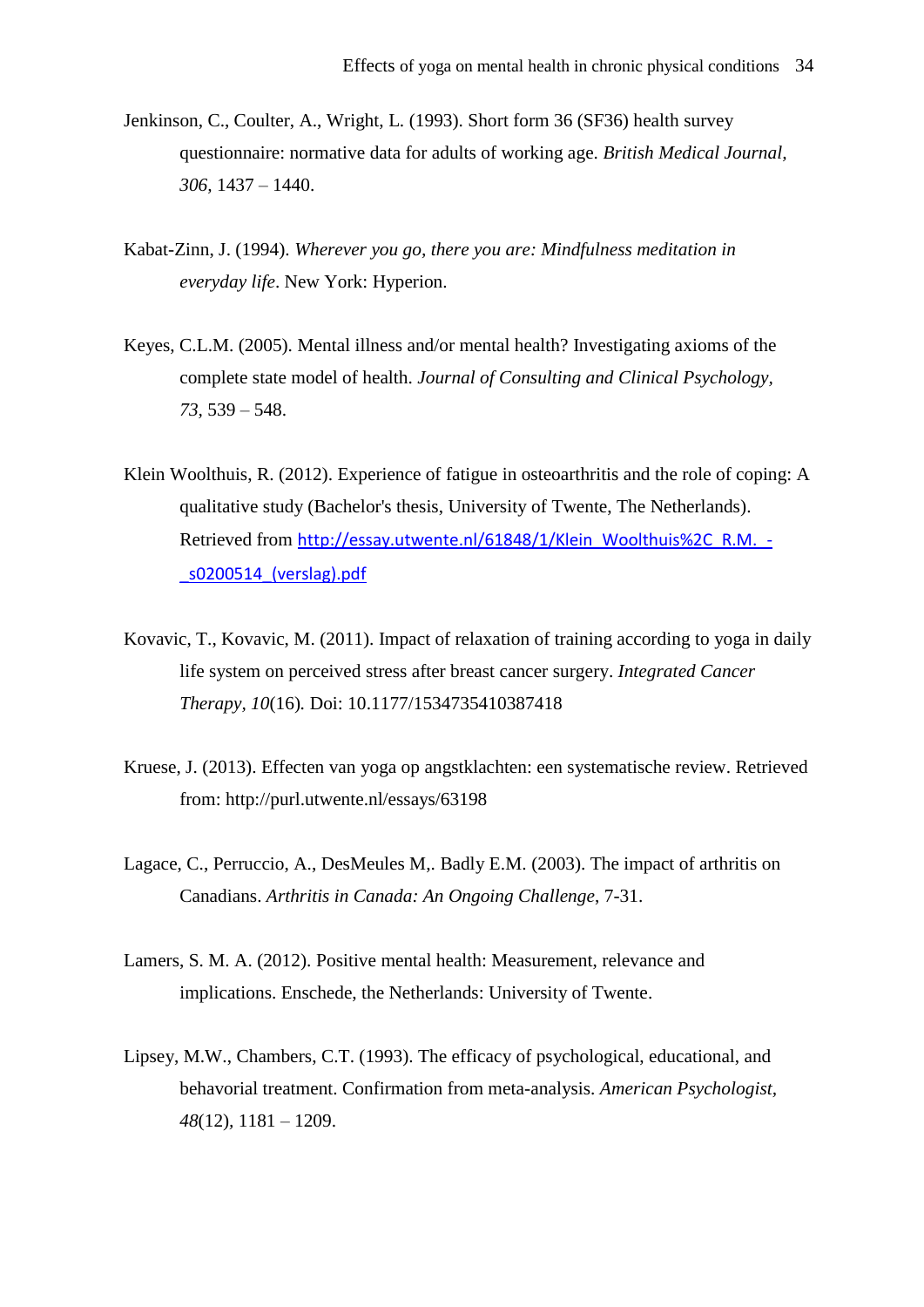Jenkinson, C., Coulter, A., Wright, L. (1993). Short form 36 (SF36) health survey questionnaire: normative data for adults of working age. *British Medical Journal, 306*, 1437 – 1440.

Kabat-Zinn, J. (1994). *Wherever you go, there you are: Mindfulness meditation in everyday life*. New York: Hyperion.

Keyes, C.L.M. (2005). Mental illness and/or mental health? Investigating axioms of the complete state model of health. *Journal of Consulting and Clinical Psychology, 73*, 539 – 548.

Klein Woolthuis, R. (2012). Experience of fatigue in osteoarthritis and the role of coping: A qualitative study (Bachelor's thesis, University of Twente, The Netherlands). Retrieved from http://essay.utwente.nl/61848/1/Klein_Woolthuis%2C_R.M._-_s0200514_(verslag).pdf

Kovavic, T., Kovavic, M. (2011). Impact of relaxation of training according to yoga in daily life system on perceived stress after breast cancer surgery. *Integrated Cancer Therapy, 10*(16). Doi: 10.1177/1534735410387418

Kruese, J. (2013). Effecten van yoga op angstklachten: een systematische review. Retrieved from: http://purl.utwente.nl/essays/63198

Lagace, C., Perruccio, A., DesMeules M,. Badly E.M. (2003). The impact of arthritis on Canadians. *Arthritis in Canada: An Ongoing Challenge*, 7-31.

Lamers, S. M. A. (2012). Positive mental health: Measurement, relevance and implications. Enschede, the Netherlands: University of Twente.

Lipsey, M.W., Chambers, C.T. (1993). The efficacy of psychological, educational, and behavorial treatment. Confirmation from meta-analysis. *American Psychologist, 48*(12), 1181 – 1209.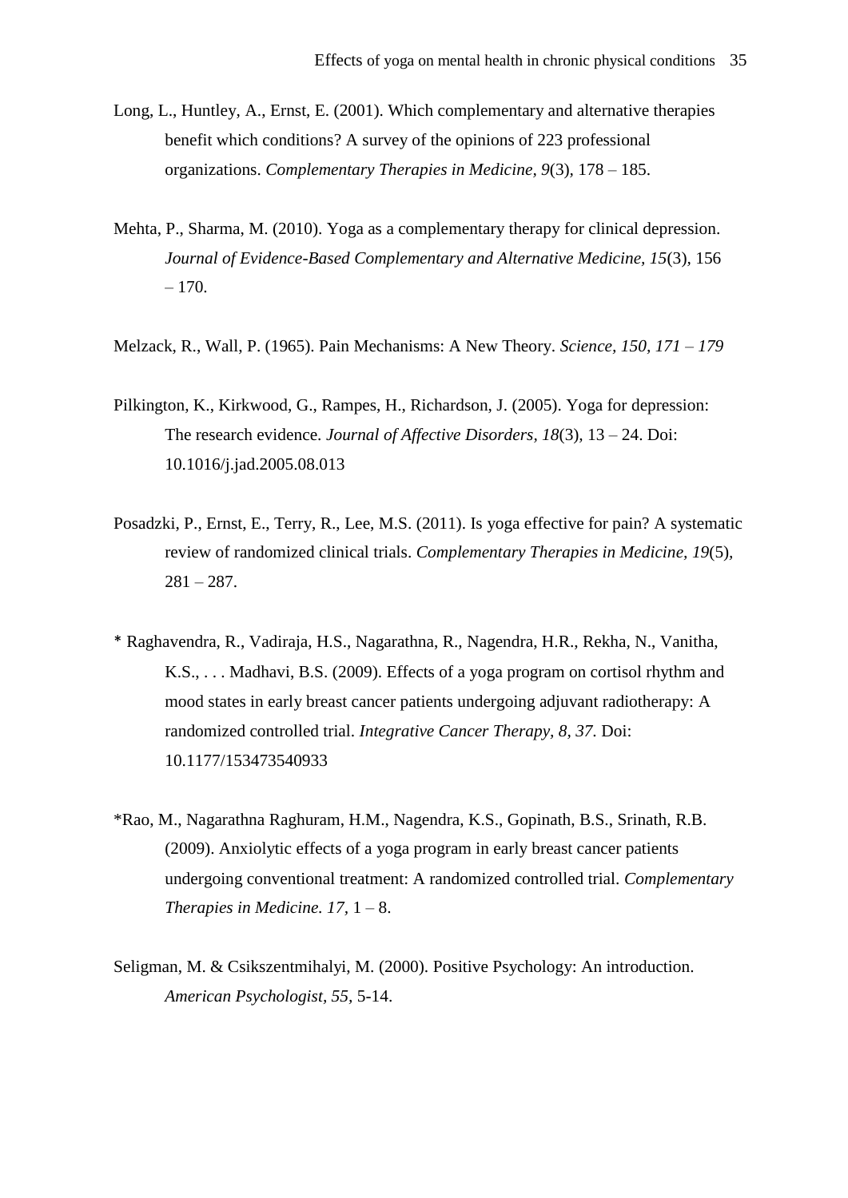Long, L., Huntley, A., Ernst, E. (2001). Which complementary and alternative therapies benefit which conditions? A survey of the opinions of 223 professional organizations. *Complementary Therapies in Medicine, 9*(3), 178 – 185.

Mehta, P., Sharma, M. (2010). Yoga as a complementary therapy for clinical depression. *Journal of Evidence-Based Complementary and Alternative Medicine, 15*(3), 156 – 170.

Melzack, R., Wall, P. (1965). Pain Mechanisms: A New Theory. *Science, 150, 171 – 179*

Pilkington, K., Kirkwood, G., Rampes, H., Richardson, J. (2005). Yoga for depression: The research evidence. *Journal of Affective Disorders, 18*(3), 13 – 24. Doi: 10.1016/j.jad.2005.08.013

Posadzki, P., Ernst, E., Terry, R., Lee, M.S. (2011). Is yoga effective for pain? A systematic review of randomized clinical trials. *Complementary Therapies in Medicine, 19*(5), 281 – 287.

* Raghavendra, R., Vadiraja, H.S., Nagarathna, R., Nagendra, H.R., Rekha, N., Vanitha, K.S., . . . Madhavi, B.S. (2009). Effects of a yoga program on cortisol rhythm and mood states in early breast cancer patients undergoing adjuvant radiotherapy: A randomized controlled trial. *Integrative Cancer Therapy, 8, 37.* Doi: 10.1177/153473540933

*Rao, M., Nagarathna Raghuram, H.M., Nagendra, K.S., Gopinath, B.S., Srinath, R.B. (2009). Anxiolytic effects of a yoga program in early breast cancer patients undergoing conventional treatment: A randomized controlled trial. *Complementary Therapies in Medicine. 17*, 1 – 8.

Seligman, M. & Csikszentmihalyi, M. (2000). Positive Psychology: An introduction. *American Psychologist, 55,* 5-14.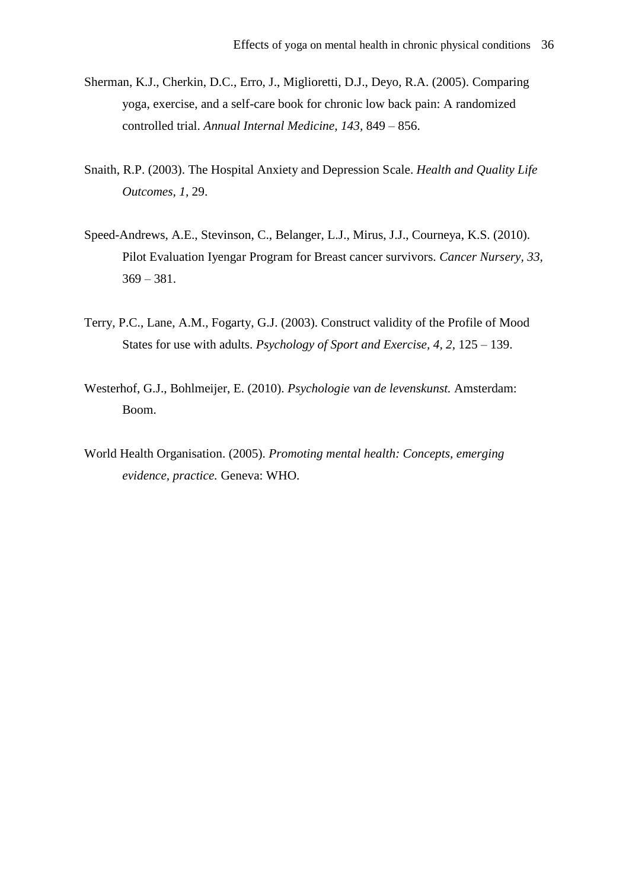Sherman, K.J., Cherkin, D.C., Erro, J., Miglioretti, D.J., Deyo, R.A. (2005). Comparing yoga, exercise, and a self-care book for chronic low back pain: A randomized controlled trial. *Annual Internal Medicine, 143,* 849 – 856.

Snaith, R.P. (2003). The Hospital Anxiety and Depression Scale. *Health and Quality Life Outcomes, 1,* 29.

Speed-Andrews, A.E., Stevinson, C., Belanger, L.J., Mirus, J.J., Courneya, K.S. (2010). Pilot Evaluation Iyengar Program for Breast cancer survivors. *Cancer Nursery, 33,* 369 – 381.

Terry, P.C., Lane, A.M., Fogarty, G.J. (2003). Construct validity of the Profile of Mood States for use with adults. *Psychology of Sport and Exercise, 4, 2,* 125 – 139.

Westerhof, G.J., Bohlmeijer, E. (2010). *Psychologie van de levenskunst.* Amsterdam: Boom.

World Health Organisation. (2005). *Promoting mental health: Concepts, emerging evidence, practice.* Geneva: WHO.